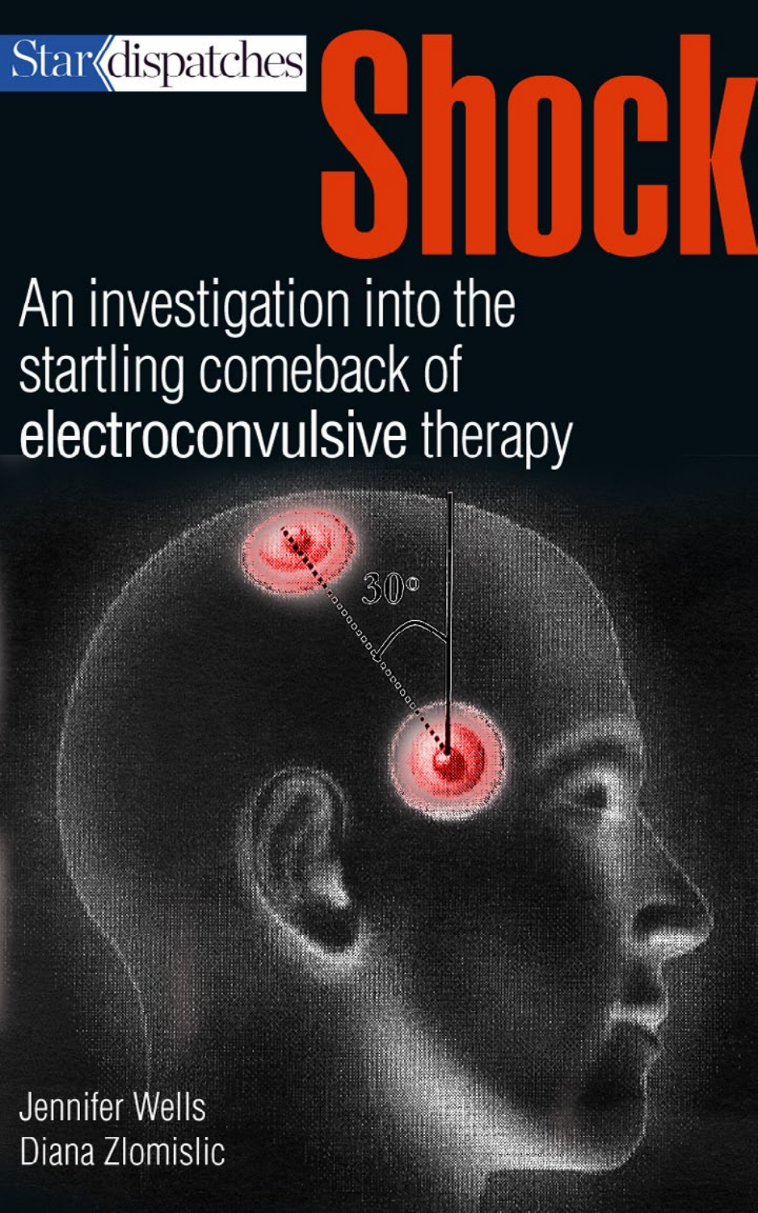Star dispatches

# Shock

## An investigation into the startling comeback of electroconvulsive therapy

Jennifer Wells
Diana Zlomislic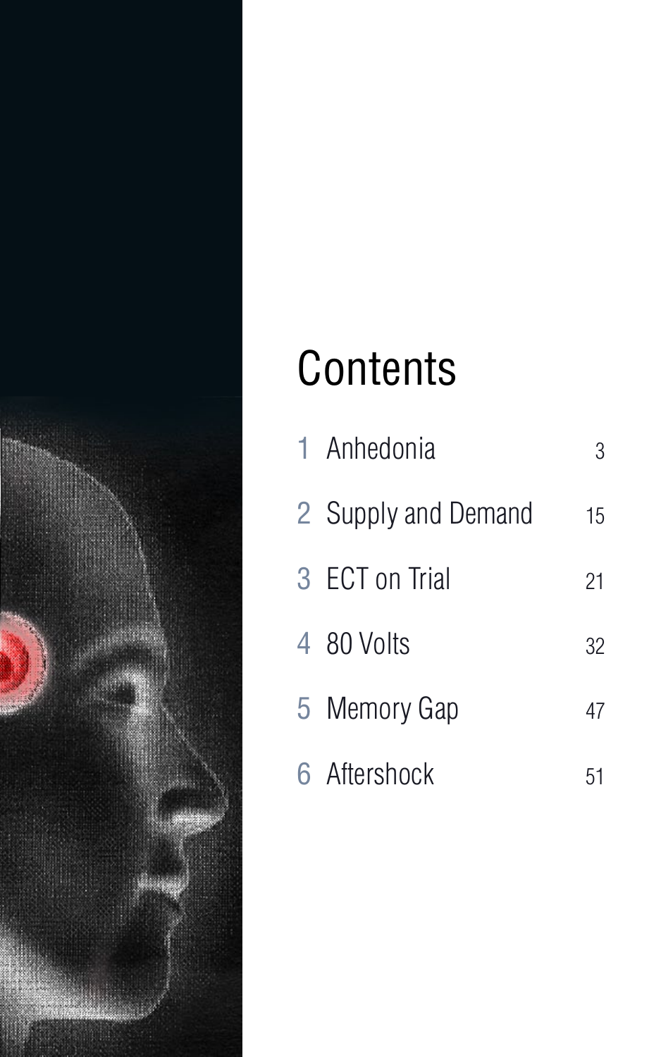# Contents

1 Anhedonia 3

2 Supply and Demand 15

3 ECT on Trial 21

4 80 Volts 32

5 Memory Gap 47

6 Aftershock 51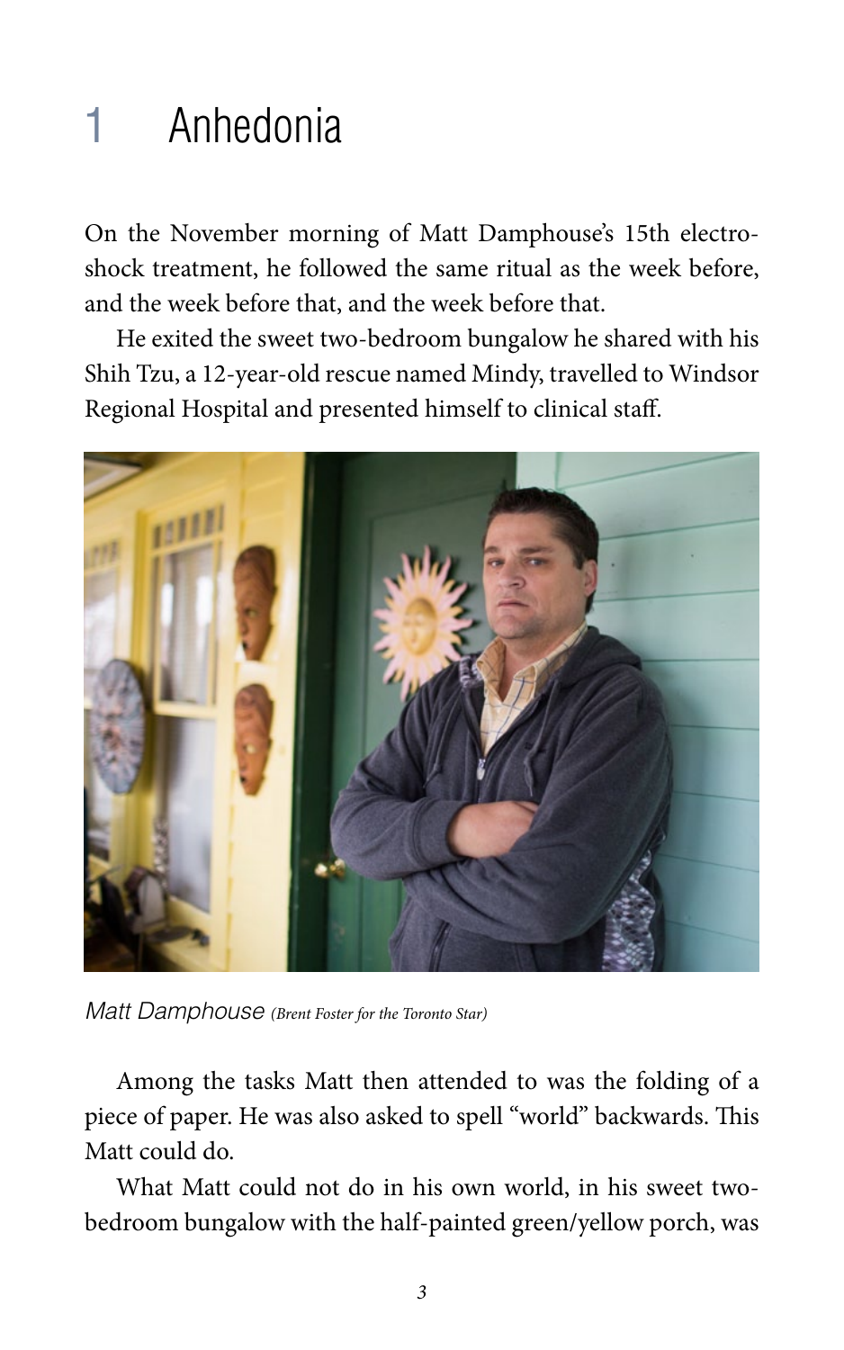# 1 Anhedonia

On the November morning of Matt Damphouse's 15th electroshock treatment, he followed the same ritual as the week before, and the week before that, and the week before that.

He exited the sweet two-bedroom bungalow he shared with his Shih Tzu, a 12-year-old rescue named Mindy, travelled to Windsor Regional Hospital and presented himself to clinical staff.

Matt Damphouse *(Brent Foster for the Toronto Star)*

Among the tasks Matt then attended to was the folding of a piece of paper. He was also asked to spell "world" backwards. This Matt could do.

What Matt could not do in his own world, in his sweet two-bedroom bungalow with the half-painted green/yellow porch, was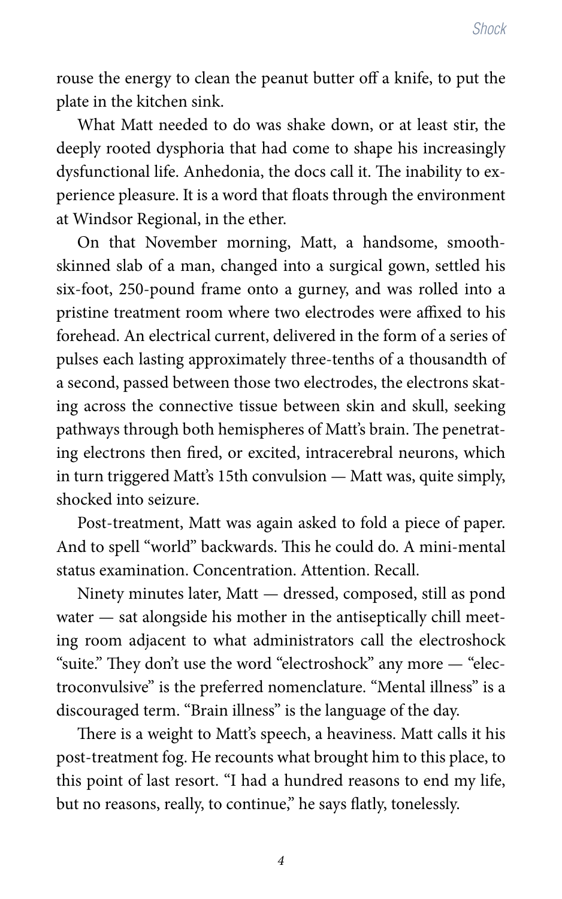rouse the energy to clean the peanut butter off a knife, to put the plate in the kitchen sink.

What Matt needed to do was shake down, or at least stir, the deeply rooted dysphoria that had come to shape his increasingly dysfunctional life. Anhedonia, the docs call it. The inability to experience pleasure. It is a word that floats through the environment at Windsor Regional, in the ether.

On that November morning, Matt, a handsome, smooth-skinned slab of a man, changed into a surgical gown, settled his six-foot, 250-pound frame onto a gurney, and was rolled into a pristine treatment room where two electrodes were affixed to his forehead. An electrical current, delivered in the form of a series of pulses each lasting approximately three-tenths of a thousandth of a second, passed between those two electrodes, the electrons skating across the connective tissue between skin and skull, seeking pathways through both hemispheres of Matt's brain. The penetrating electrons then fired, or excited, intracerebral neurons, which in turn triggered Matt's 15th convulsion — Matt was, quite simply, shocked into seizure.

Post-treatment, Matt was again asked to fold a piece of paper. And to spell "world" backwards. This he could do. A mini-mental status examination. Concentration. Attention. Recall.

Ninety minutes later, Matt — dressed, composed, still as pond water — sat alongside his mother in the antiseptically chill meeting room adjacent to what administrators call the electroshock "suite." They don't use the word "electroshock" any more — "electroconvulsive" is the preferred nomenclature. "Mental illness" is a discouraged term. "Brain illness" is the language of the day.

There is a weight to Matt's speech, a heaviness. Matt calls it his post-treatment fog. He recounts what brought him to this place, to this point of last resort. "I had a hundred reasons to end my life, but no reasons, really, to continue," he says flatly, tonelessly.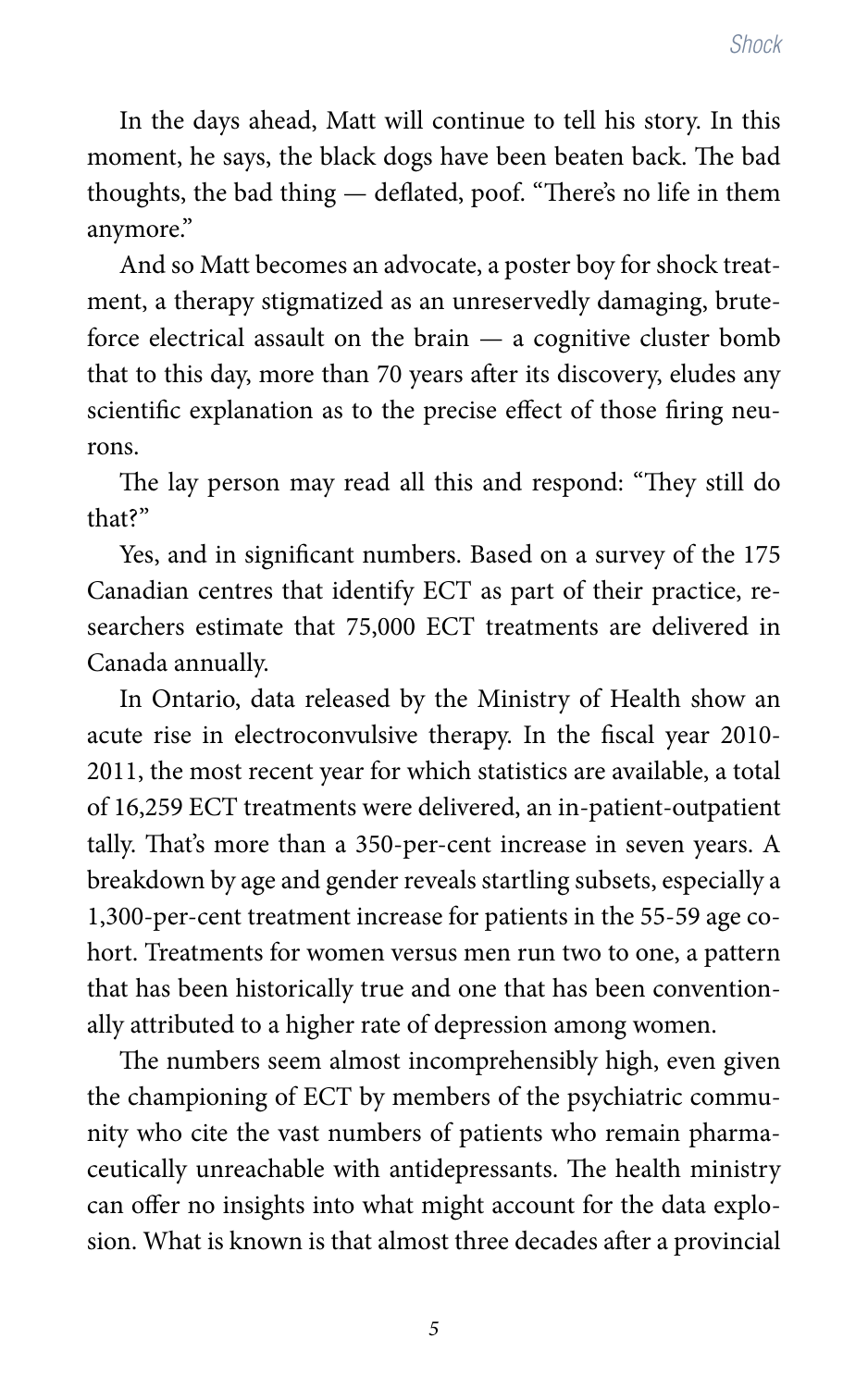In the days ahead, Matt will continue to tell his story. In this moment, he says, the black dogs have been beaten back. The bad thoughts, the bad thing — deflated, poof. "There's no life in them anymore."

And so Matt becomes an advocate, a poster boy for shock treatment, a therapy stigmatized as an unreservedly damaging, brute-force electrical assault on the brain — a cognitive cluster bomb that to this day, more than 70 years after its discovery, eludes any scientific explanation as to the precise effect of those firing neurons.

The lay person may read all this and respond: "They still do that?"

Yes, and in significant numbers. Based on a survey of the 175 Canadian centres that identify ECT as part of their practice, researchers estimate that 75,000 ECT treatments are delivered in Canada annually.

In Ontario, data released by the Ministry of Health show an acute rise in electroconvulsive therapy. In the fiscal year 2010-2011, the most recent year for which statistics are available, a total of 16,259 ECT treatments were delivered, an in-patient-outpatient tally. That's more than a 350-per-cent increase in seven years. A breakdown by age and gender reveals startling subsets, especially a 1,300-per-cent treatment increase for patients in the 55-59 age cohort. Treatments for women versus men run two to one, a pattern that has been historically true and one that has been conventionally attributed to a higher rate of depression among women.

The numbers seem almost incomprehensibly high, even given the championing of ECT by members of the psychiatric community who cite the vast numbers of patients who remain pharmaceutically unreachable with antidepressants. The health ministry can offer no insights into what might account for the data explosion. What is known is that almost three decades after a provincial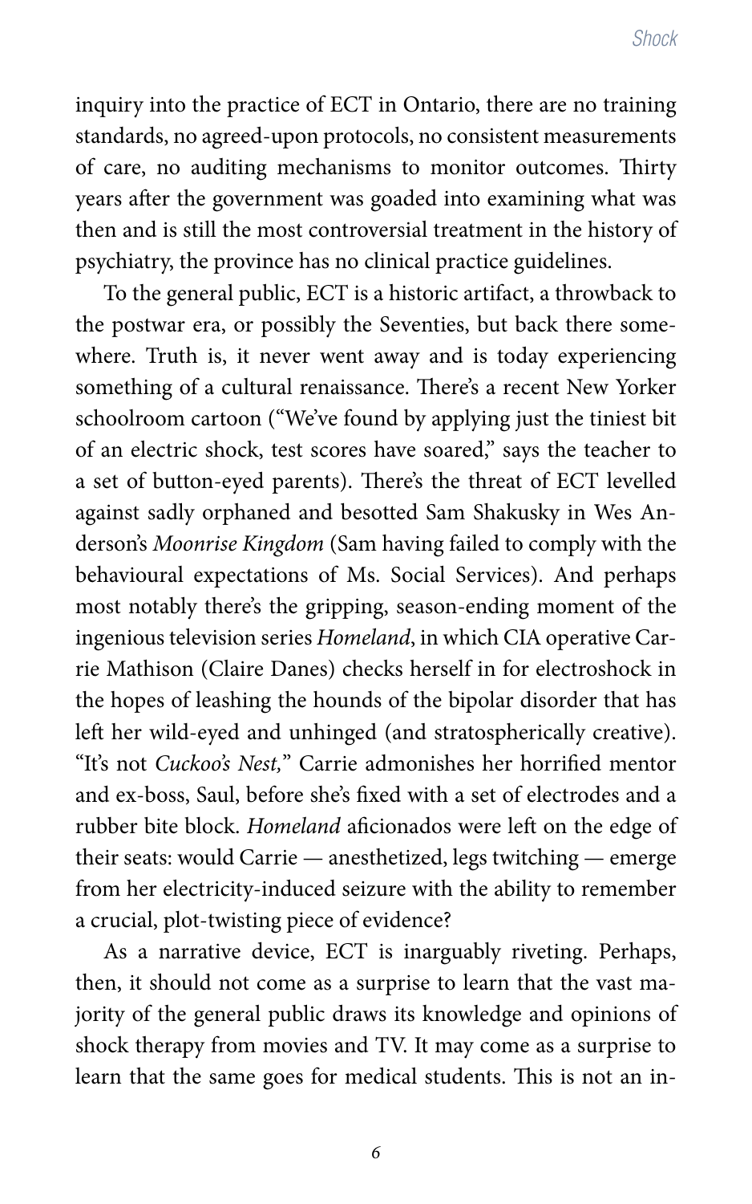inquiry into the practice of ECT in Ontario, there are no training standards, no agreed-upon protocols, no consistent measurements of care, no auditing mechanisms to monitor outcomes. Thirty years after the government was goaded into examining what was then and is still the most controversial treatment in the history of psychiatry, the province has no clinical practice guidelines.

To the general public, ECT is a historic artifact, a throwback to the postwar era, or possibly the Seventies, but back there somewhere. Truth is, it never went away and is today experiencing something of a cultural renaissance. There's a recent New Yorker schoolroom cartoon ("We've found by applying just the tiniest bit of an electric shock, test scores have soared," says the teacher to a set of button-eyed parents). There's the threat of ECT levelled against sadly orphaned and besotted Sam Shakusky in Wes Anderson's *Moonrise Kingdom* (Sam having failed to comply with the behavioural expectations of Ms. Social Services). And perhaps most notably there's the gripping, season-ending moment of the ingenious television series *Homeland*, in which CIA operative Carrie Mathison (Claire Danes) checks herself in for electroshock in the hopes of leashing the hounds of the bipolar disorder that has left her wild-eyed and unhinged (and stratospherically creative). "It's not *Cuckoo's Nest,*" Carrie admonishes her horrified mentor and ex-boss, Saul, before she's fixed with a set of electrodes and a rubber bite block. *Homeland* aficionados were left on the edge of their seats: would Carrie — anesthetized, legs twitching — emerge from her electricity-induced seizure with the ability to remember a crucial, plot-twisting piece of evidence?

As a narrative device, ECT is inarguably riveting. Perhaps, then, it should not come as a surprise to learn that the vast majority of the general public draws its knowledge and opinions of shock therapy from movies and TV. It may come as a surprise to learn that the same goes for medical students. This is not an in-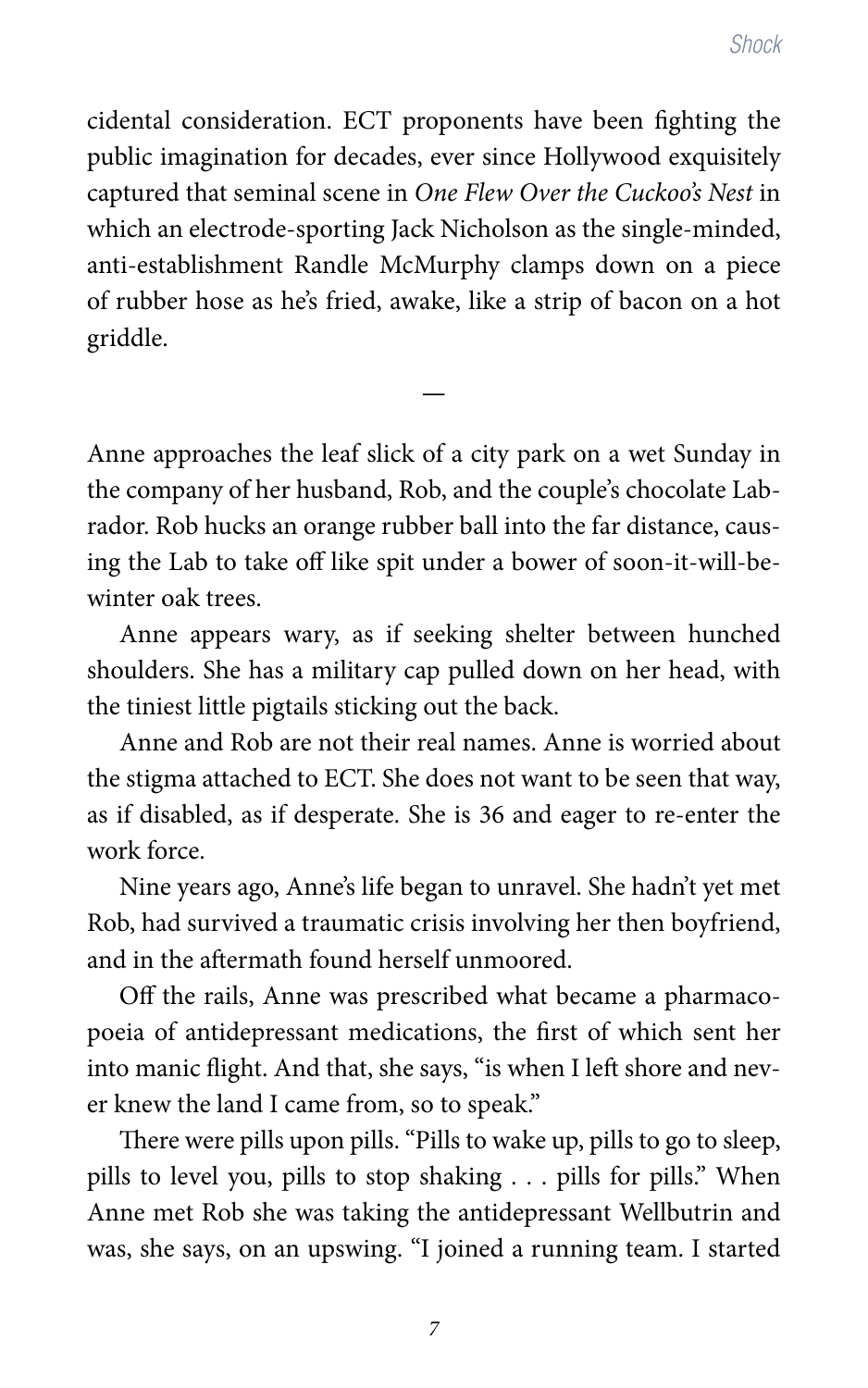cidental consideration. ECT proponents have been fighting the public imagination for decades, ever since Hollywood exquisitely captured that seminal scene in *One Flew Over the Cuckoo's Nest* in which an electrode-sporting Jack Nicholson as the single-minded, anti-establishment Randle McMurphy clamps down on a piece of rubber hose as he's fried, awake, like a strip of bacon on a hot griddle.

—

Anne approaches the leaf slick of a city park on a wet Sunday in the company of her husband, Rob, and the couple's chocolate Labrador. Rob hucks an orange rubber ball into the far distance, causing the Lab to take off like spit under a bower of soon-it-will-be-winter oak trees.

Anne appears wary, as if seeking shelter between hunched shoulders. She has a military cap pulled down on her head, with the tiniest little pigtails sticking out the back.

Anne and Rob are not their real names. Anne is worried about the stigma attached to ECT. She does not want to be seen that way, as if disabled, as if desperate. She is 36 and eager to re-enter the work force.

Nine years ago, Anne's life began to unravel. She hadn't yet met Rob, had survived a traumatic crisis involving her then boyfriend, and in the aftermath found herself unmoored.

Off the rails, Anne was prescribed what became a pharmacopoeia of antidepressant medications, the first of which sent her into manic flight. And that, she says, "is when I left shore and never knew the land I came from, so to speak."

There were pills upon pills. "Pills to wake up, pills to go to sleep, pills to level you, pills to stop shaking . . . pills for pills." When Anne met Rob she was taking the antidepressant Wellbutrin and was, she says, on an upswing. "I joined a running team. I started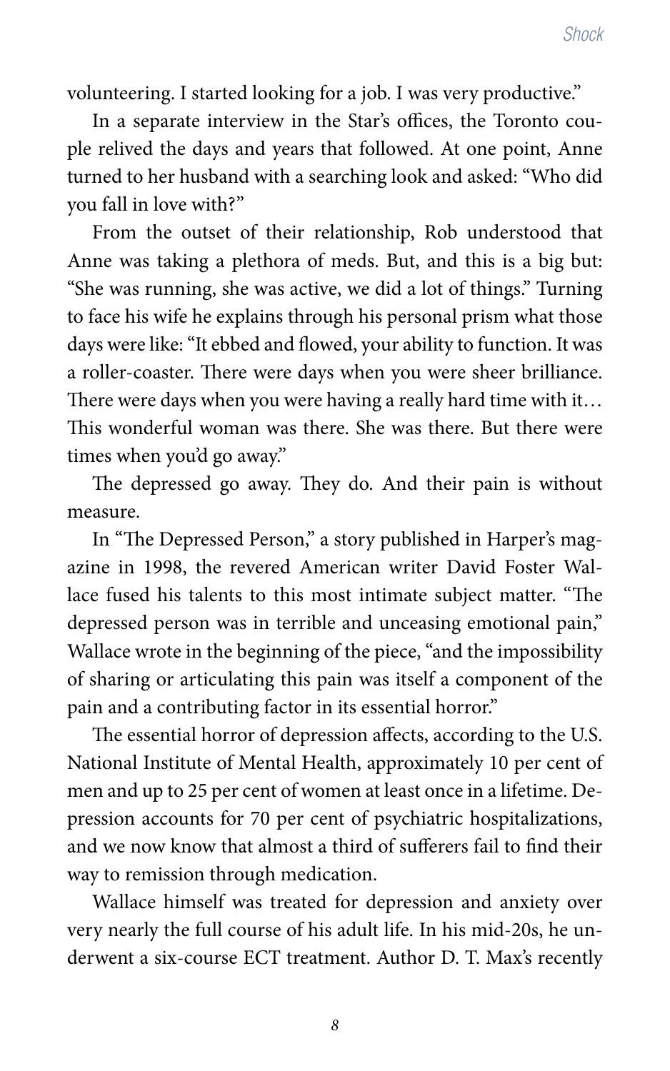volunteering. I started looking for a job. I was very productive."

In a separate interview in the Star's offices, the Toronto couple relived the days and years that followed. At one point, Anne turned to her husband with a searching look and asked: "Who did you fall in love with?"

From the outset of their relationship, Rob understood that Anne was taking a plethora of meds. But, and this is a big but: "She was running, she was active, we did a lot of things." Turning to face his wife he explains through his personal prism what those days were like: "It ebbed and flowed, your ability to function. It was a roller-coaster. There were days when you were sheer brilliance. There were days when you were having a really hard time with it… This wonderful woman was there. She was there. But there were times when you'd go away."

The depressed go away. They do. And their pain is without measure.

In "The Depressed Person," a story published in Harper's magazine in 1998, the revered American writer David Foster Wallace fused his talents to this most intimate subject matter. "The depressed person was in terrible and unceasing emotional pain," Wallace wrote in the beginning of the piece, "and the impossibility of sharing or articulating this pain was itself a component of the pain and a contributing factor in its essential horror."

The essential horror of depression affects, according to the U.S. National Institute of Mental Health, approximately 10 per cent of men and up to 25 per cent of women at least once in a lifetime. Depression accounts for 70 per cent of psychiatric hospitalizations, and we now know that almost a third of sufferers fail to find their way to remission through medication.

Wallace himself was treated for depression and anxiety over very nearly the full course of his adult life. In his mid-20s, he underwent a six-course ECT treatment. Author D. T. Max's recently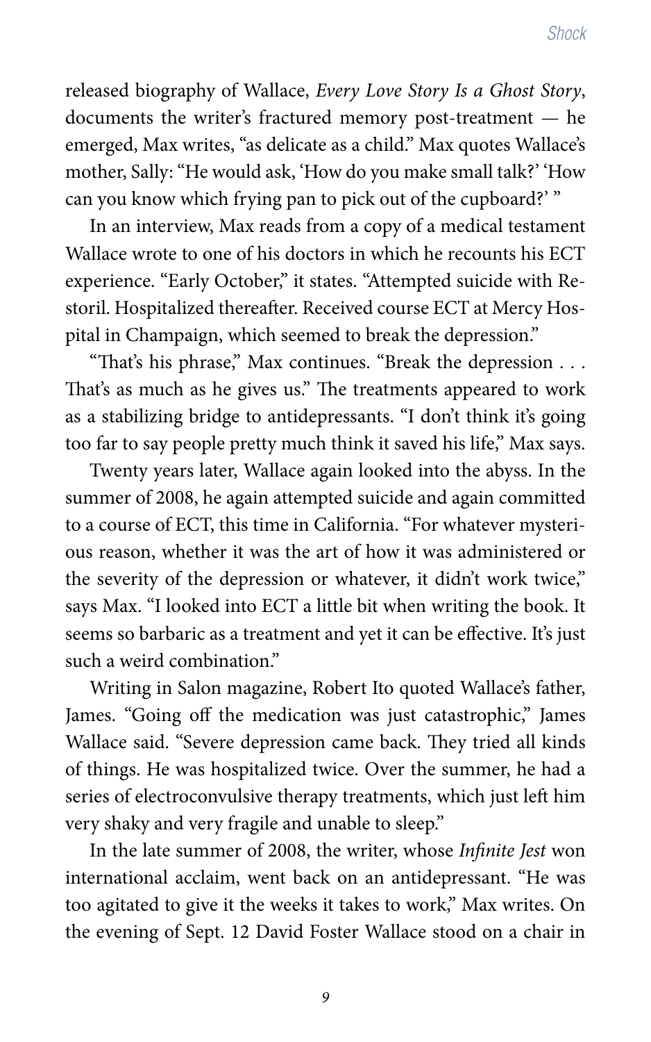released biography of Wallace, *Every Love Story Is a Ghost Story*, documents the writer's fractured memory post-treatment — he emerged, Max writes, "as delicate as a child." Max quotes Wallace's mother, Sally: "He would ask, 'How do you make small talk?' 'How can you know which frying pan to pick out of the cupboard?' "

In an interview, Max reads from a copy of a medical testament Wallace wrote to one of his doctors in which he recounts his ECT experience. "Early October," it states. "Attempted suicide with Restoril. Hospitalized thereafter. Received course ECT at Mercy Hospital in Champaign, which seemed to break the depression."

"That's his phrase," Max continues. "Break the depression . . . That's as much as he gives us." The treatments appeared to work as a stabilizing bridge to antidepressants. "I don't think it's going too far to say people pretty much think it saved his life," Max says.

Twenty years later, Wallace again looked into the abyss. In the summer of 2008, he again attempted suicide and again committed to a course of ECT, this time in California. "For whatever mysterious reason, whether it was the art of how it was administered or the severity of the depression or whatever, it didn't work twice," says Max. "I looked into ECT a little bit when writing the book. It seems so barbaric as a treatment and yet it can be effective. It's just such a weird combination."

Writing in Salon magazine, Robert Ito quoted Wallace's father, James. "Going off the medication was just catastrophic," James Wallace said. "Severe depression came back. They tried all kinds of things. He was hospitalized twice. Over the summer, he had a series of electroconvulsive therapy treatments, which just left him very shaky and very fragile and unable to sleep."

In the late summer of 2008, the writer, whose *Infinite Jest* won international acclaim, went back on an antidepressant. "He was too agitated to give it the weeks it takes to work," Max writes. On the evening of Sept. 12 David Foster Wallace stood on a chair in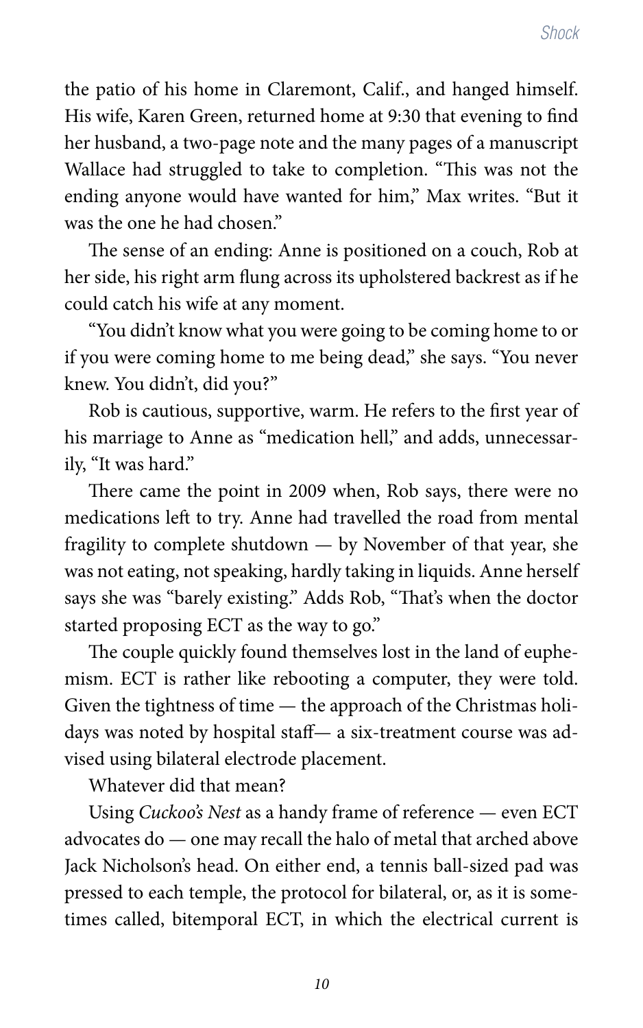the patio of his home in Claremont, Calif., and hanged himself. His wife, Karen Green, returned home at 9:30 that evening to find her husband, a two-page note and the many pages of a manuscript Wallace had struggled to take to completion. "This was not the ending anyone would have wanted for him," Max writes. "But it was the one he had chosen."

The sense of an ending: Anne is positioned on a couch, Rob at her side, his right arm flung across its upholstered backrest as if he could catch his wife at any moment.

"You didn't know what you were going to be coming home to or if you were coming home to me being dead," she says. "You never knew. You didn't, did you?"

Rob is cautious, supportive, warm. He refers to the first year of his marriage to Anne as "medication hell," and adds, unnecessarily, "It was hard."

There came the point in 2009 when, Rob says, there were no medications left to try. Anne had travelled the road from mental fragility to complete shutdown — by November of that year, she was not eating, not speaking, hardly taking in liquids. Anne herself says she was "barely existing." Adds Rob, "That's when the doctor started proposing ECT as the way to go."

The couple quickly found themselves lost in the land of euphemism. ECT is rather like rebooting a computer, they were told. Given the tightness of time — the approach of the Christmas holidays was noted by hospital staff— a six-treatment course was advised using bilateral electrode placement.

Whatever did that mean?

Using *Cuckoo's Nest* as a handy frame of reference — even ECT advocates do — one may recall the halo of metal that arched above Jack Nicholson's head. On either end, a tennis ball-sized pad was pressed to each temple, the protocol for bilateral, or, as it is sometimes called, bitemporal ECT, in which the electrical current is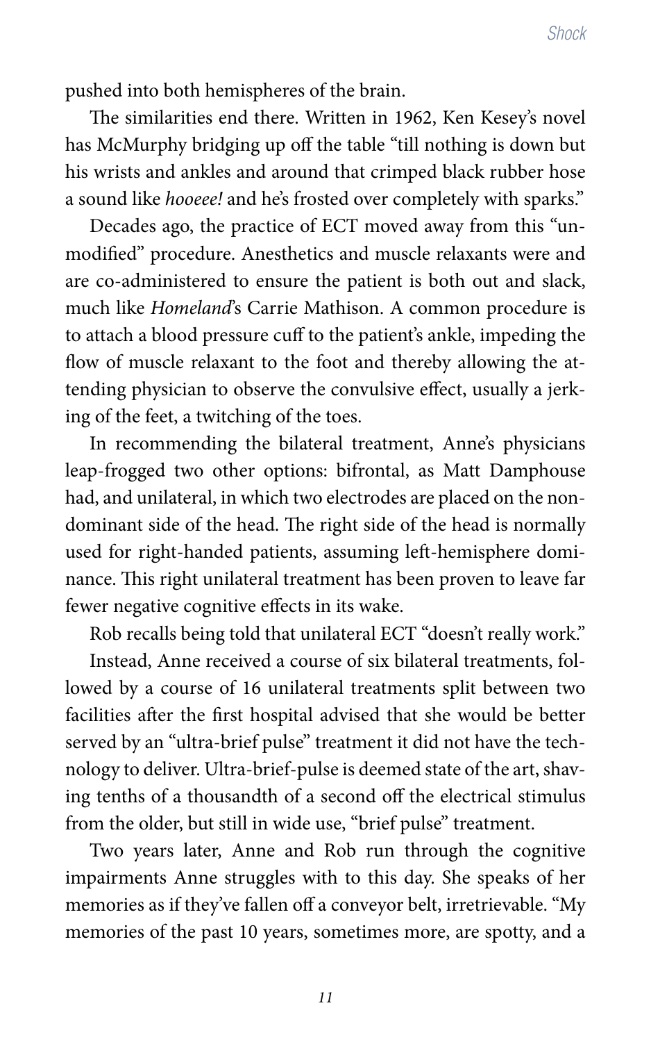pushed into both hemispheres of the brain.

The similarities end there. Written in 1962, Ken Kesey's novel has McMurphy bridging up off the table "till nothing is down but his wrists and ankles and around that crimped black rubber hose a sound like *hooeee!* and he's frosted over completely with sparks."

Decades ago, the practice of ECT moved away from this "unmodified" procedure. Anesthetics and muscle relaxants were and are co-administered to ensure the patient is both out and slack, much like *Homeland*'s Carrie Mathison. A common procedure is to attach a blood pressure cuff to the patient's ankle, impeding the flow of muscle relaxant to the foot and thereby allowing the attending physician to observe the convulsive effect, usually a jerking of the feet, a twitching of the toes.

In recommending the bilateral treatment, Anne's physicians leap-frogged two other options: bifrontal, as Matt Damphouse had, and unilateral, in which two electrodes are placed on the non-dominant side of the head. The right side of the head is normally used for right-handed patients, assuming left-hemisphere dominance. This right unilateral treatment has been proven to leave far fewer negative cognitive effects in its wake.

Rob recalls being told that unilateral ECT "doesn't really work."

Instead, Anne received a course of six bilateral treatments, followed by a course of 16 unilateral treatments split between two facilities after the first hospital advised that she would be better served by an "ultra-brief pulse" treatment it did not have the technology to deliver. Ultra-brief-pulse is deemed state of the art, shaving tenths of a thousandth of a second off the electrical stimulus from the older, but still in wide use, "brief pulse" treatment.

Two years later, Anne and Rob run through the cognitive impairments Anne struggles with to this day. She speaks of her memories as if they've fallen off a conveyor belt, irretrievable. "My memories of the past 10 years, sometimes more, are spotty, and a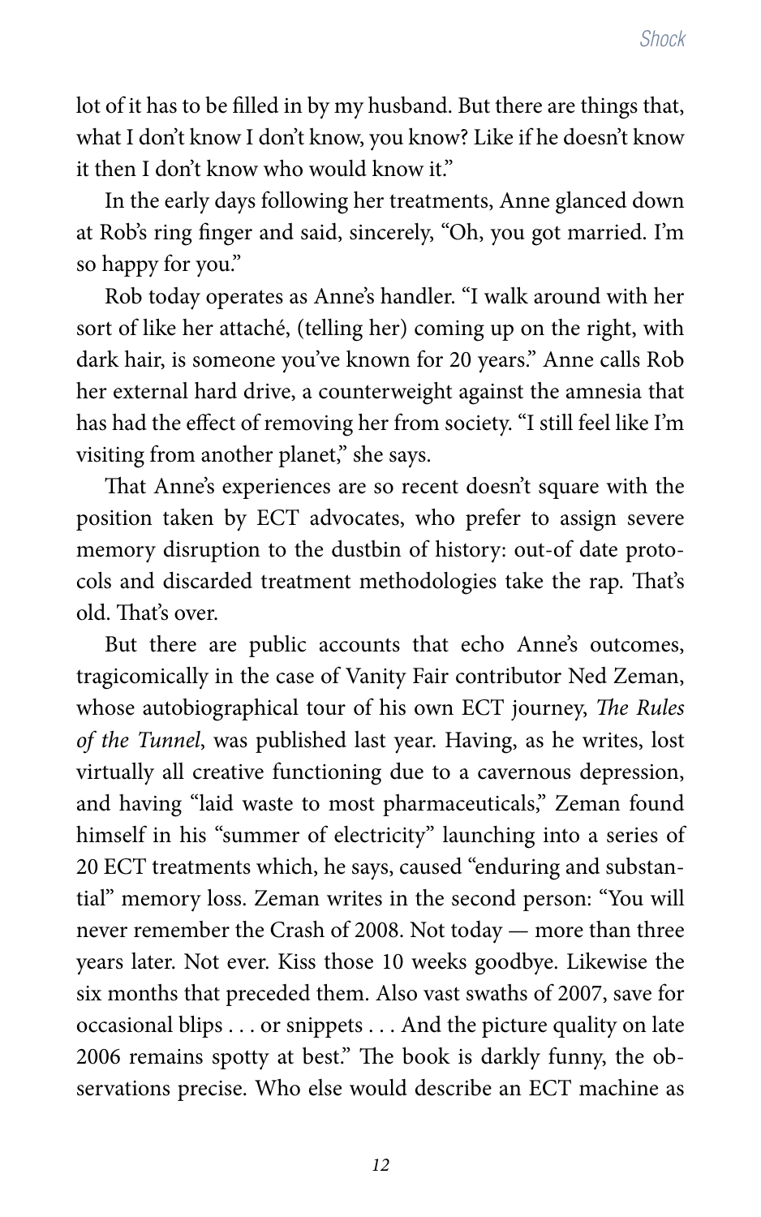lot of it has to be filled in by my husband. But there are things that, what I don't know I don't know, you know? Like if he doesn't know it then I don't know who would know it."

In the early days following her treatments, Anne glanced down at Rob's ring finger and said, sincerely, "Oh, you got married. I'm so happy for you."

Rob today operates as Anne's handler. "I walk around with her sort of like her attaché, (telling her) coming up on the right, with dark hair, is someone you've known for 20 years." Anne calls Rob her external hard drive, a counterweight against the amnesia that has had the effect of removing her from society. "I still feel like I'm visiting from another planet," she says.

That Anne's experiences are so recent doesn't square with the position taken by ECT advocates, who prefer to assign severe memory disruption to the dustbin of history: out-of date protocols and discarded treatment methodologies take the rap. That's old. That's over.

But there are public accounts that echo Anne's outcomes, tragicomically in the case of Vanity Fair contributor Ned Zeman, whose autobiographical tour of his own ECT journey, *The Rules of the Tunnel*, was published last year. Having, as he writes, lost virtually all creative functioning due to a cavernous depression, and having "laid waste to most pharmaceuticals," Zeman found himself in his "summer of electricity" launching into a series of 20 ECT treatments which, he says, caused "enduring and substantial" memory loss. Zeman writes in the second person: "You will never remember the Crash of 2008. Not today — more than three years later. Not ever. Kiss those 10 weeks goodbye. Likewise the six months that preceded them. Also vast swaths of 2007, save for occasional blips . . . or snippets . . . And the picture quality on late 2006 remains spotty at best." The book is darkly funny, the observations precise. Who else would describe an ECT machine as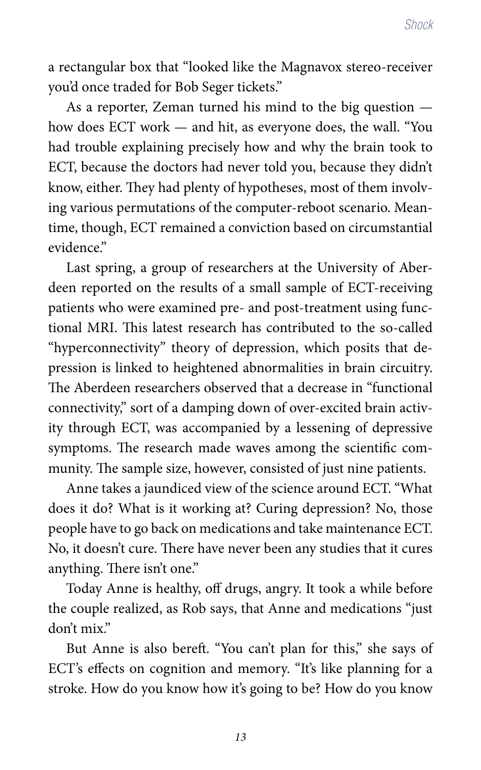a rectangular box that "looked like the Magnavox stereo-receiver you'd once traded for Bob Seger tickets."

As a reporter, Zeman turned his mind to the big question — how does ECT work — and hit, as everyone does, the wall. "You had trouble explaining precisely how and why the brain took to ECT, because the doctors had never told you, because they didn't know, either. They had plenty of hypotheses, most of them involving various permutations of the computer-reboot scenario. Meantime, though, ECT remained a conviction based on circumstantial evidence."

Last spring, a group of researchers at the University of Aberdeen reported on the results of a small sample of ECT-receiving patients who were examined pre- and post-treatment using functional MRI. This latest research has contributed to the so-called "hyperconnectivity" theory of depression, which posits that depression is linked to heightened abnormalities in brain circuitry. The Aberdeen researchers observed that a decrease in "functional connectivity," sort of a damping down of over-excited brain activity through ECT, was accompanied by a lessening of depressive symptoms. The research made waves among the scientific community. The sample size, however, consisted of just nine patients.

Anne takes a jaundiced view of the science around ECT. "What does it do? What is it working at? Curing depression? No, those people have to go back on medications and take maintenance ECT. No, it doesn't cure. There have never been any studies that it cures anything. There isn't one."

Today Anne is healthy, off drugs, angry. It took a while before the couple realized, as Rob says, that Anne and medications "just don't mix."

But Anne is also bereft. "You can't plan for this," she says of ECT's effects on cognition and memory. "It's like planning for a stroke. How do you know how it's going to be? How do you know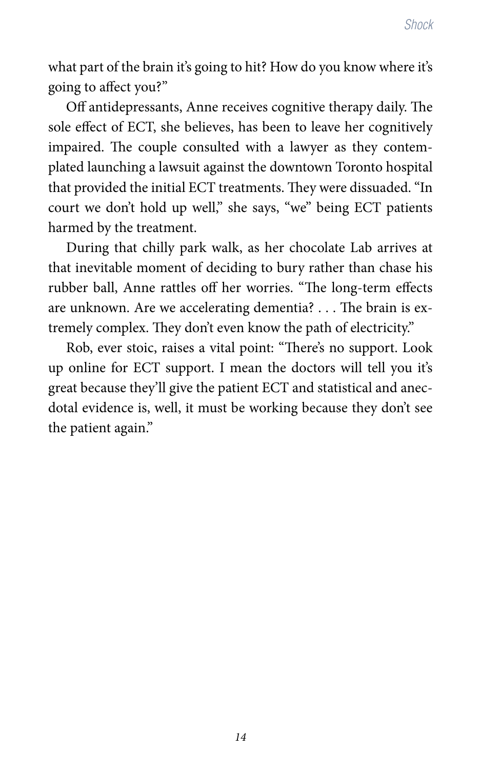what part of the brain it's going to hit? How do you know where it's going to affect you?"

Off antidepressants, Anne receives cognitive therapy daily. The sole effect of ECT, she believes, has been to leave her cognitively impaired. The couple consulted with a lawyer as they contemplated launching a lawsuit against the downtown Toronto hospital that provided the initial ECT treatments. They were dissuaded. "In court we don't hold up well," she says, "we" being ECT patients harmed by the treatment.

During that chilly park walk, as her chocolate Lab arrives at that inevitable moment of deciding to bury rather than chase his rubber ball, Anne rattles off her worries. "The long-term effects are unknown. Are we accelerating dementia? . . . The brain is extremely complex. They don't even know the path of electricity."

Rob, ever stoic, raises a vital point: "There's no support. Look up online for ECT support. I mean the doctors will tell you it's great because they'll give the patient ECT and statistical and anecdotal evidence is, well, it must be working because they don't see the patient again."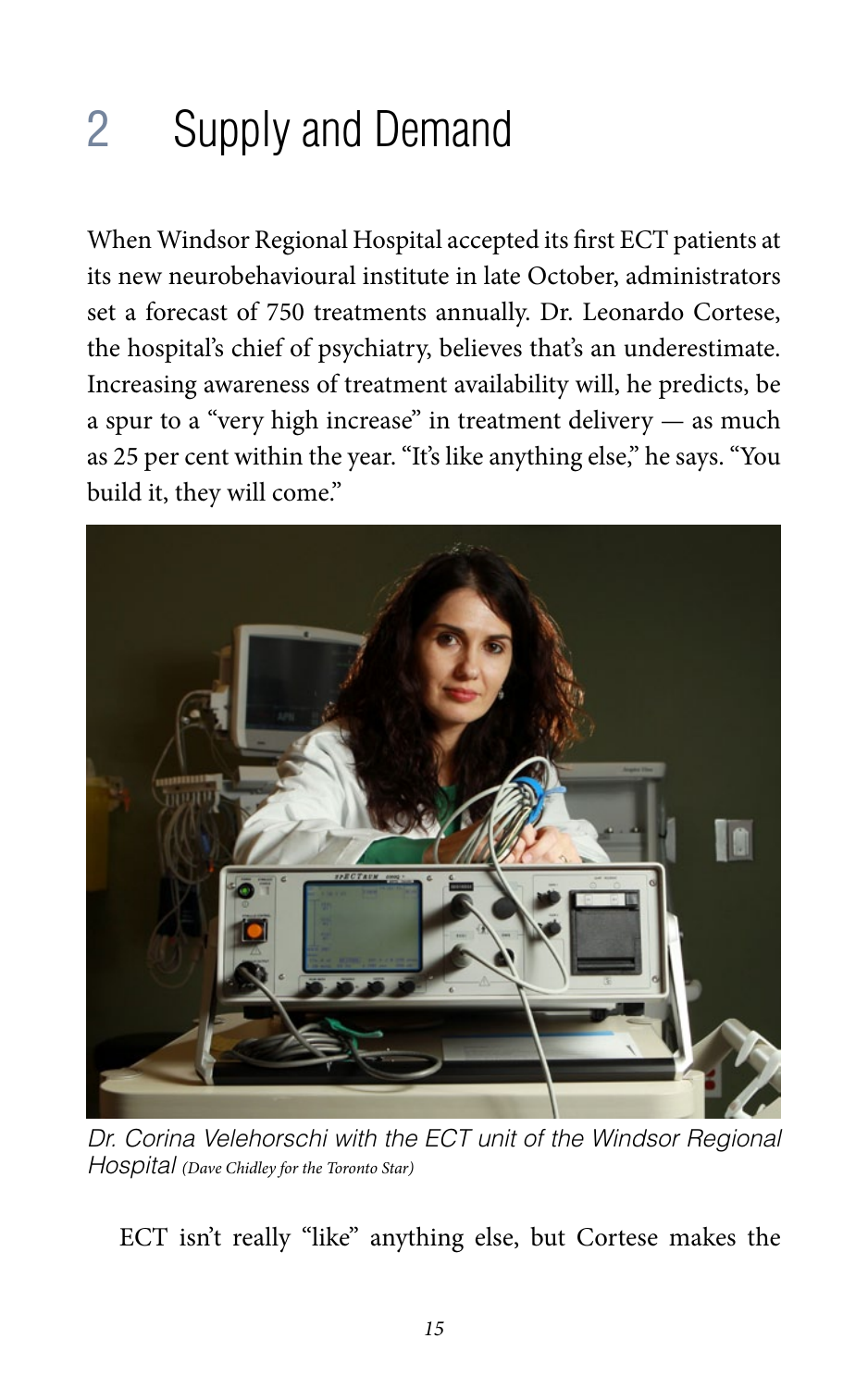# 2 Supply and Demand

When Windsor Regional Hospital accepted its first ECT patients at its new neurobehavioural institute in late October, administrators set a forecast of 750 treatments annually. Dr. Leonardo Cortese, the hospital's chief of psychiatry, believes that's an underestimate. Increasing awareness of treatment availability will, he predicts, be a spur to a "very high increase" in treatment delivery — as much as 25 per cent within the year. "It's like anything else," he says. "You build it, they will come."

*Dr. Corina Velehorschi with the ECT unit of the Windsor Regional Hospital (Dave Chidley for the Toronto Star)*

ECT isn't really "like" anything else, but Cortese makes the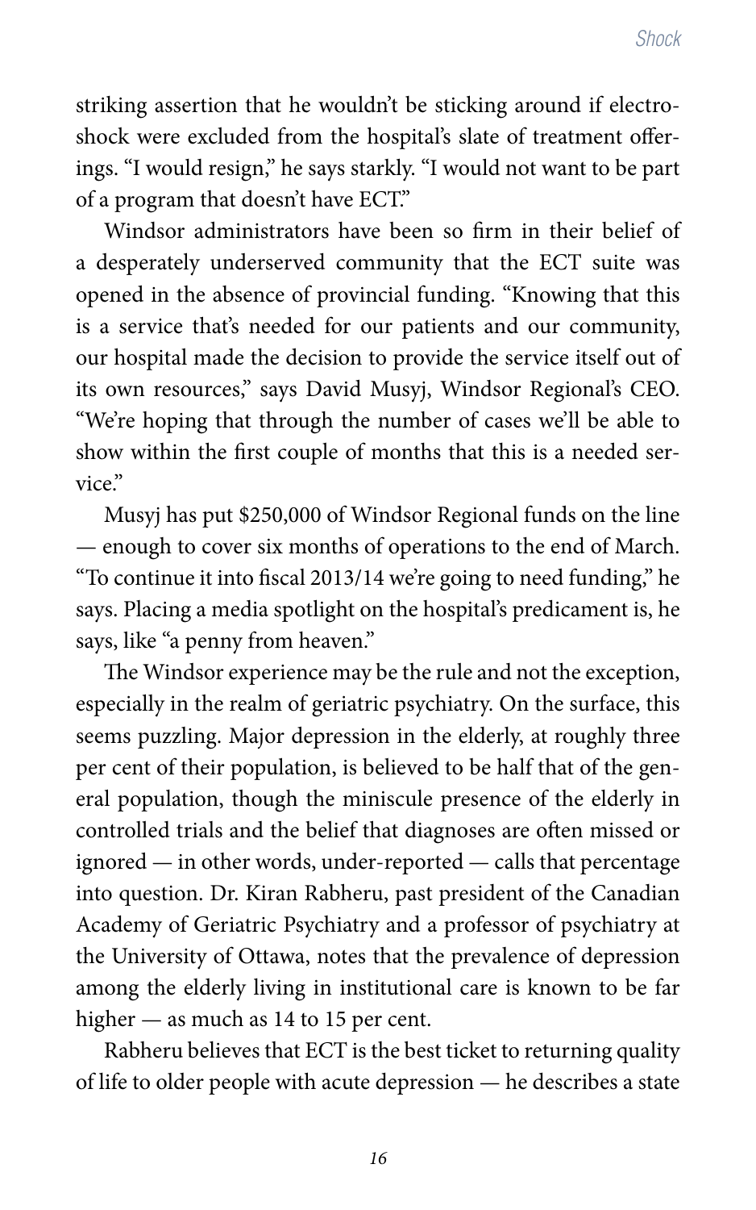striking assertion that he wouldn't be sticking around if electroshock were excluded from the hospital's slate of treatment offerings. "I would resign," he says starkly. "I would not want to be part of a program that doesn't have ECT."

Windsor administrators have been so firm in their belief of a desperately underserved community that the ECT suite was opened in the absence of provincial funding. "Knowing that this is a service that's needed for our patients and our community, our hospital made the decision to provide the service itself out of its own resources," says David Musyj, Windsor Regional's CEO. "We're hoping that through the number of cases we'll be able to show within the first couple of months that this is a needed service."

Musyj has put $250,000 of Windsor Regional funds on the line — enough to cover six months of operations to the end of March. "To continue it into fiscal 2013/14 we're going to need funding," he says. Placing a media spotlight on the hospital's predicament is, he says, like "a penny from heaven."

The Windsor experience may be the rule and not the exception, especially in the realm of geriatric psychiatry. On the surface, this seems puzzling. Major depression in the elderly, at roughly three per cent of their population, is believed to be half that of the general population, though the miniscule presence of the elderly in controlled trials and the belief that diagnoses are often missed or ignored — in other words, under-reported — calls that percentage into question. Dr. Kiran Rabheru, past president of the Canadian Academy of Geriatric Psychiatry and a professor of psychiatry at the University of Ottawa, notes that the prevalence of depression among the elderly living in institutional care is known to be far higher — as much as 14 to 15 per cent.

Rabheru believes that ECT is the best ticket to returning quality of life to older people with acute depression — he describes a state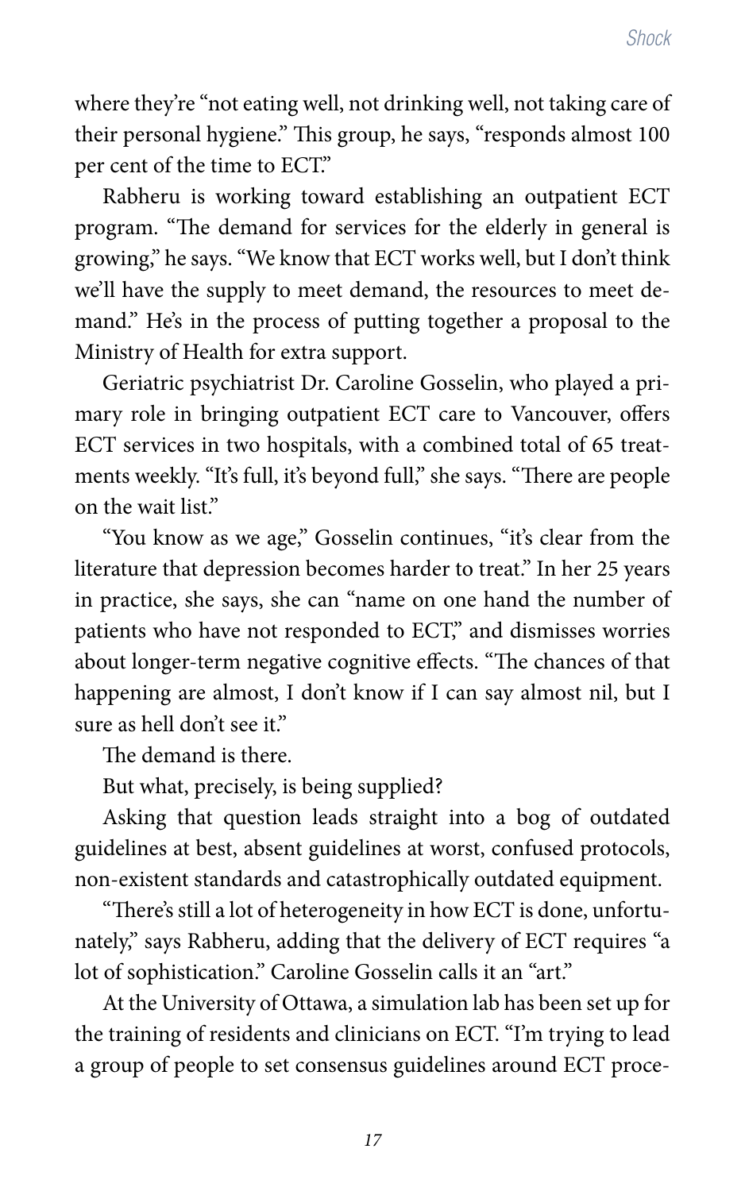where they're "not eating well, not drinking well, not taking care of their personal hygiene." This group, he says, "responds almost 100 per cent of the time to ECT."

Rabheru is working toward establishing an outpatient ECT program. "The demand for services for the elderly in general is growing," he says. "We know that ECT works well, but I don't think we'll have the supply to meet demand, the resources to meet demand." He's in the process of putting together a proposal to the Ministry of Health for extra support.

Geriatric psychiatrist Dr. Caroline Gosselin, who played a primary role in bringing outpatient ECT care to Vancouver, offers ECT services in two hospitals, with a combined total of 65 treatments weekly. "It's full, it's beyond full," she says. "There are people on the wait list."

"You know as we age," Gosselin continues, "it's clear from the literature that depression becomes harder to treat." In her 25 years in practice, she says, she can "name on one hand the number of patients who have not responded to ECT," and dismisses worries about longer-term negative cognitive effects. "The chances of that happening are almost, I don't know if I can say almost nil, but I sure as hell don't see it."

The demand is there.

But what, precisely, is being supplied?

Asking that question leads straight into a bog of outdated guidelines at best, absent guidelines at worst, confused protocols, non-existent standards and catastrophically outdated equipment.

"There's still a lot of heterogeneity in how ECT is done, unfortunately," says Rabheru, adding that the delivery of ECT requires "a lot of sophistication." Caroline Gosselin calls it an "art."

At the University of Ottawa, a simulation lab has been set up for the training of residents and clinicians on ECT. "I'm trying to lead a group of people to set consensus guidelines around ECT proce-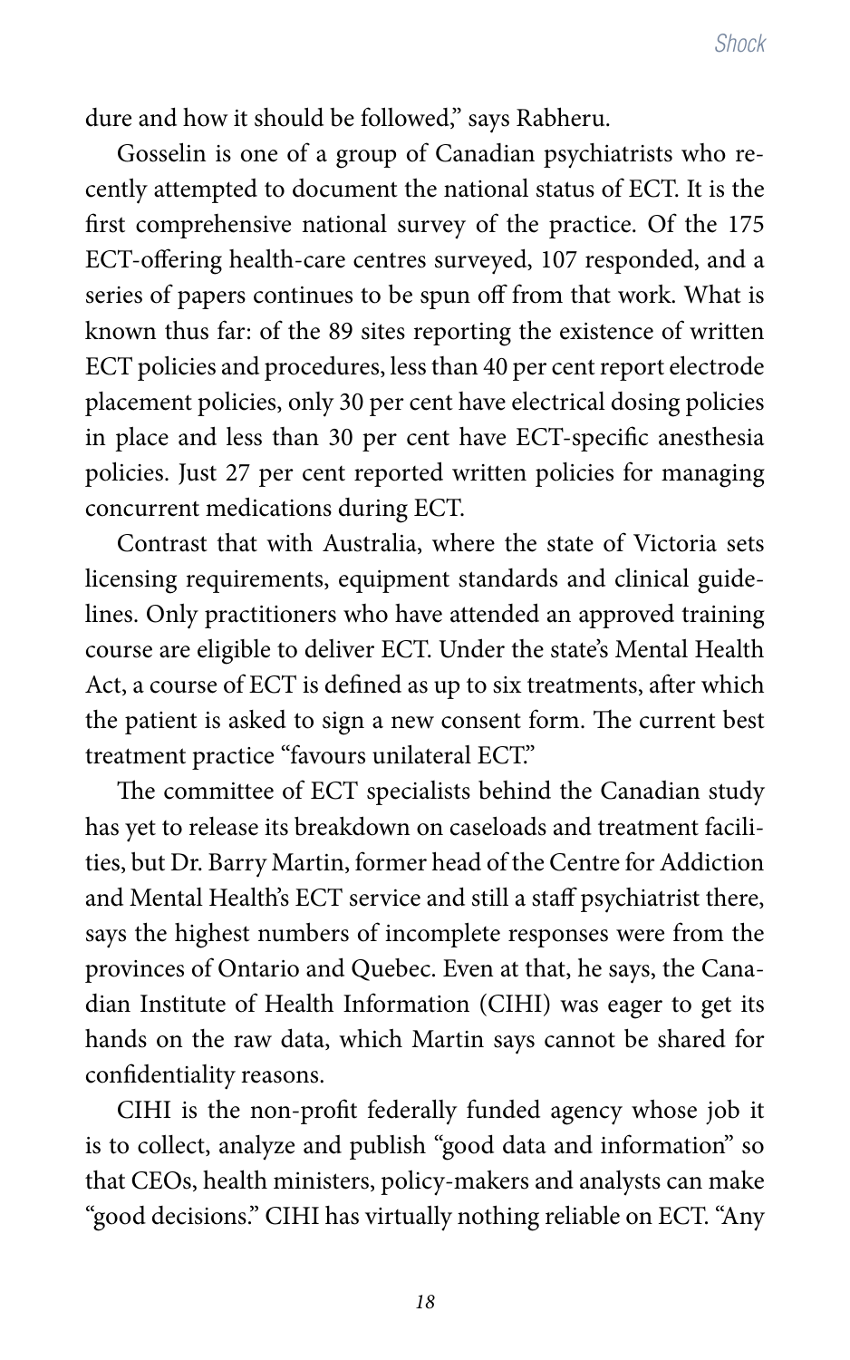dure and how it should be followed," says Rabheru.

Gosselin is one of a group of Canadian psychiatrists who recently attempted to document the national status of ECT. It is the first comprehensive national survey of the practice. Of the 175 ECT-offering health-care centres surveyed, 107 responded, and a series of papers continues to be spun off from that work. What is known thus far: of the 89 sites reporting the existence of written ECT policies and procedures, less than 40 per cent report electrode placement policies, only 30 per cent have electrical dosing policies in place and less than 30 per cent have ECT-specific anesthesia policies. Just 27 per cent reported written policies for managing concurrent medications during ECT.

Contrast that with Australia, where the state of Victoria sets licensing requirements, equipment standards and clinical guidelines. Only practitioners who have attended an approved training course are eligible to deliver ECT. Under the state's Mental Health Act, a course of ECT is defined as up to six treatments, after which the patient is asked to sign a new consent form. The current best treatment practice "favours unilateral ECT."

The committee of ECT specialists behind the Canadian study has yet to release its breakdown on caseloads and treatment facilities, but Dr. Barry Martin, former head of the Centre for Addiction and Mental Health's ECT service and still a staff psychiatrist there, says the highest numbers of incomplete responses were from the provinces of Ontario and Quebec. Even at that, he says, the Canadian Institute of Health Information (CIHI) was eager to get its hands on the raw data, which Martin says cannot be shared for confidentiality reasons.

CIHI is the non-profit federally funded agency whose job it is to collect, analyze and publish "good data and information" so that CEOs, health ministers, policy-makers and analysts can make "good decisions." CIHI has virtually nothing reliable on ECT. "Any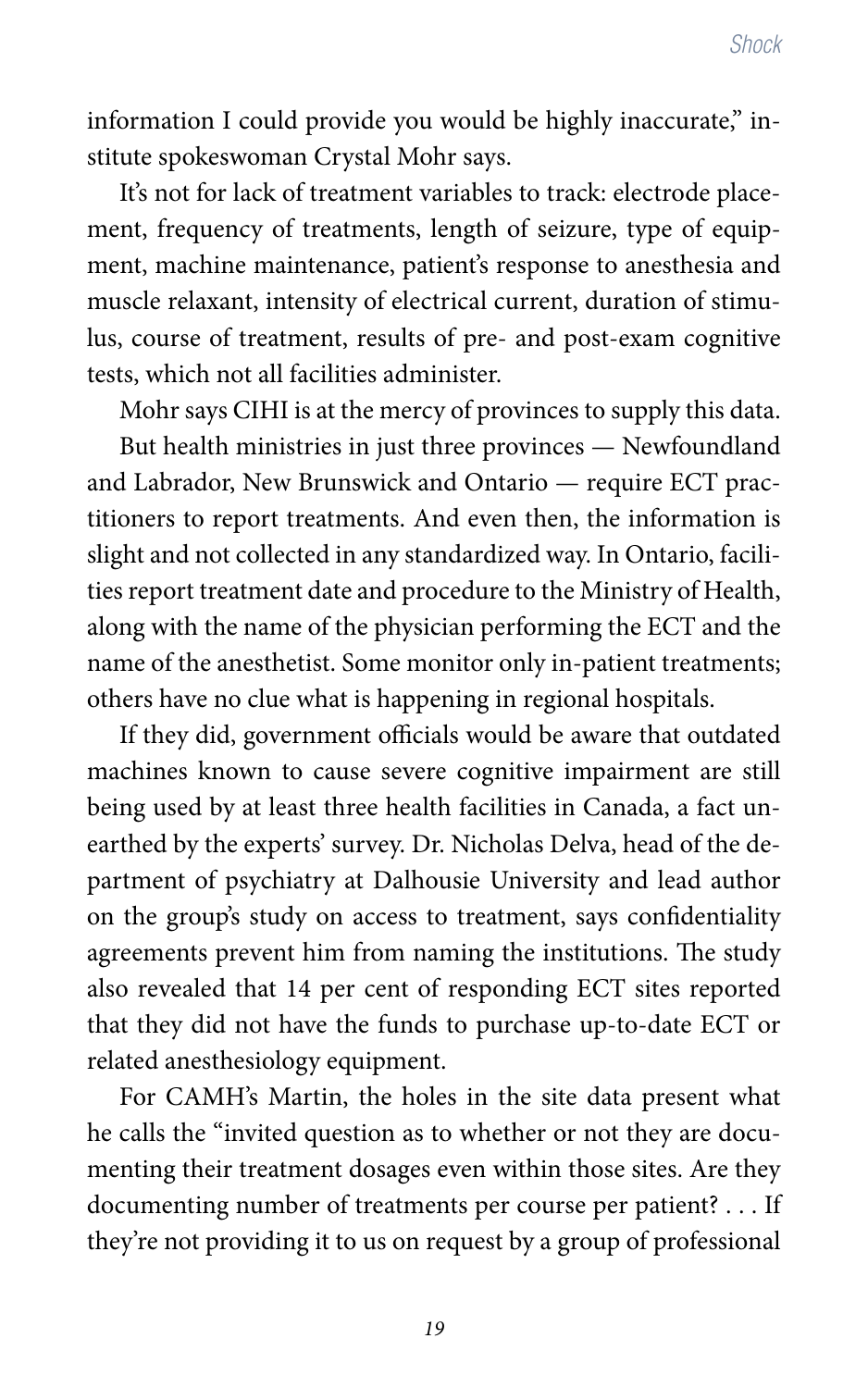information I could provide you would be highly inaccurate," institute spokeswoman Crystal Mohr says.

It's not for lack of treatment variables to track: electrode placement, frequency of treatments, length of seizure, type of equipment, machine maintenance, patient's response to anesthesia and muscle relaxant, intensity of electrical current, duration of stimulus, course of treatment, results of pre- and post-exam cognitive tests, which not all facilities administer.

Mohr says CIHI is at the mercy of provinces to supply this data.

But health ministries in just three provinces — Newfoundland and Labrador, New Brunswick and Ontario — require ECT practitioners to report treatments. And even then, the information is slight and not collected in any standardized way. In Ontario, facilities report treatment date and procedure to the Ministry of Health, along with the name of the physician performing the ECT and the name of the anesthetist. Some monitor only in-patient treatments; others have no clue what is happening in regional hospitals.

If they did, government officials would be aware that outdated machines known to cause severe cognitive impairment are still being used by at least three health facilities in Canada, a fact unearthed by the experts' survey. Dr. Nicholas Delva, head of the department of psychiatry at Dalhousie University and lead author on the group's study on access to treatment, says confidentiality agreements prevent him from naming the institutions. The study also revealed that 14 per cent of responding ECT sites reported that they did not have the funds to purchase up-to-date ECT or related anesthesiology equipment.

For CAMH's Martin, the holes in the site data present what he calls the "invited question as to whether or not they are documenting their treatment dosages even within those sites. Are they documenting number of treatments per course per patient? . . . If they're not providing it to us on request by a group of professional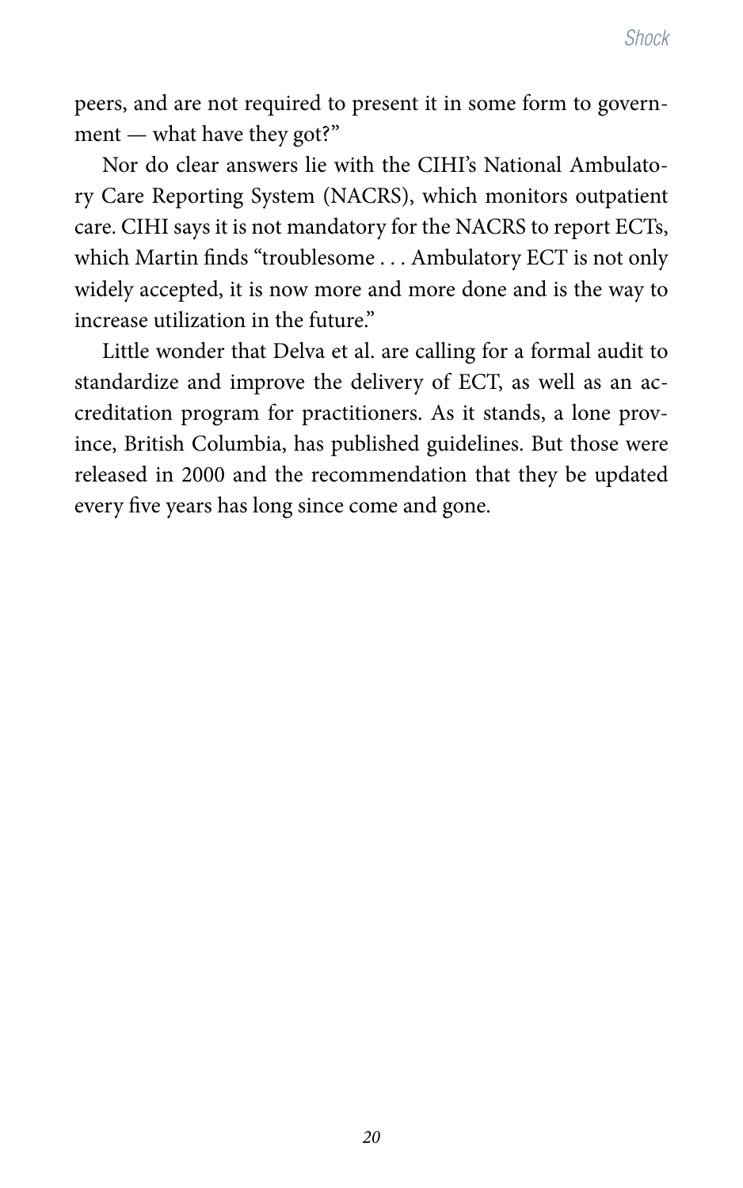peers, and are not required to present it in some form to government — what have they got?"

Nor do clear answers lie with the CIHI's National Ambulatory Care Reporting System (NACRS), which monitors outpatient care. CIHI says it is not mandatory for the NACRS to report ECTs, which Martin finds "troublesome . . . Ambulatory ECT is not only widely accepted, it is now more and more done and is the way to increase utilization in the future."

Little wonder that Delva et al. are calling for a formal audit to standardize and improve the delivery of ECT, as well as an accreditation program for practitioners. As it stands, a lone province, British Columbia, has published guidelines. But those were released in 2000 and the recommendation that they be updated every five years has long since come and gone.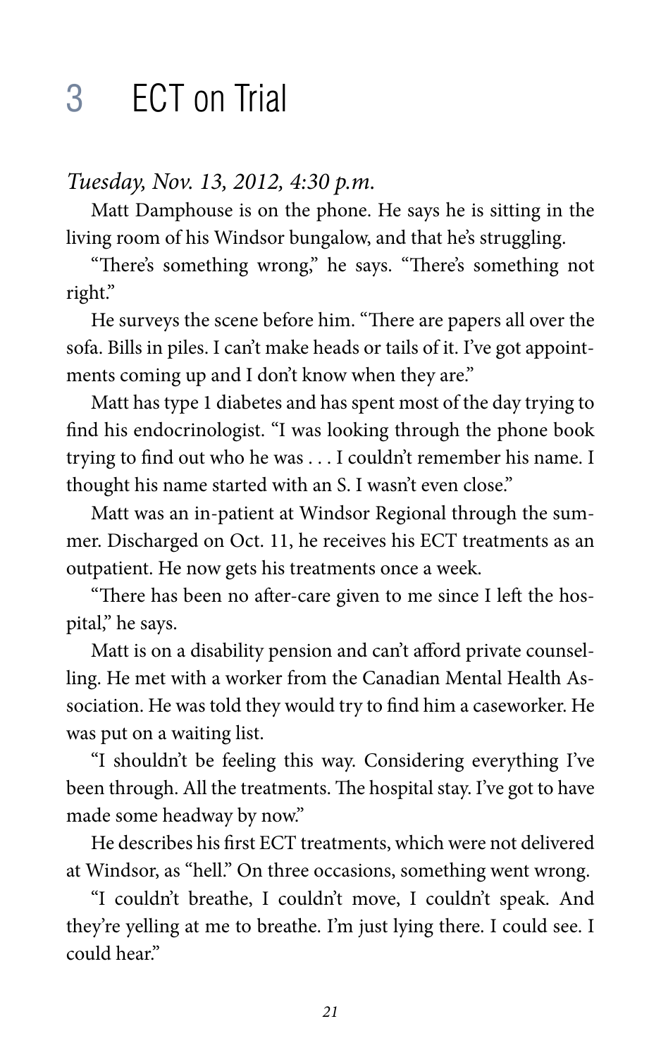# 3 ECT on Trial

*Tuesday, Nov. 13, 2012, 4:30 p.m.*

Matt Damphouse is on the phone. He says he is sitting in the living room of his Windsor bungalow, and that he's struggling.

"There's something wrong," he says. "There's something not right."

He surveys the scene before him. "There are papers all over the sofa. Bills in piles. I can't make heads or tails of it. I've got appointments coming up and I don't know when they are."

Matt has type 1 diabetes and has spent most of the day trying to find his endocrinologist. "I was looking through the phone book trying to find out who he was . . . I couldn't remember his name. I thought his name started with an S. I wasn't even close."

Matt was an in-patient at Windsor Regional through the summer. Discharged on Oct. 11, he receives his ECT treatments as an outpatient. He now gets his treatments once a week.

"There has been no after-care given to me since I left the hospital," he says.

Matt is on a disability pension and can't afford private counselling. He met with a worker from the Canadian Mental Health Association. He was told they would try to find him a caseworker. He was put on a waiting list.

"I shouldn't be feeling this way. Considering everything I've been through. All the treatments. The hospital stay. I've got to have made some headway by now."

He describes his first ECT treatments, which were not delivered at Windsor, as "hell." On three occasions, something went wrong.

"I couldn't breathe, I couldn't move, I couldn't speak. And they're yelling at me to breathe. I'm just lying there. I could see. I could hear."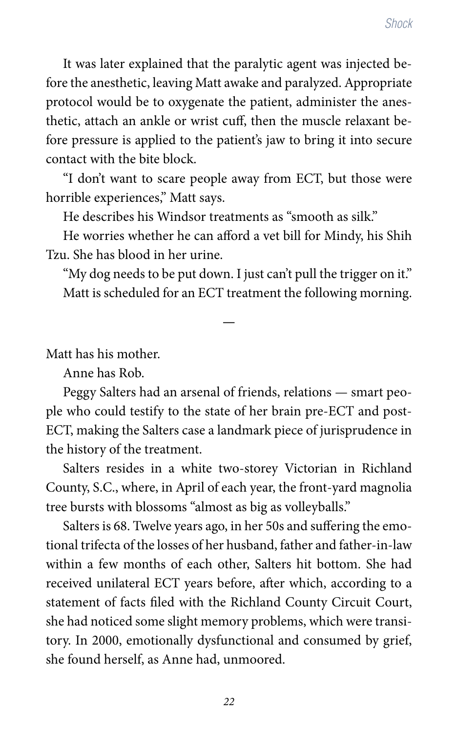It was later explained that the paralytic agent was injected before the anesthetic, leaving Matt awake and paralyzed. Appropriate protocol would be to oxygenate the patient, administer the anesthetic, attach an ankle or wrist cuff, then the muscle relaxant before pressure is applied to the patient's jaw to bring it into secure contact with the bite block.

"I don't want to scare people away from ECT, but those were horrible experiences," Matt says.

He describes his Windsor treatments as "smooth as silk."

He worries whether he can afford a vet bill for Mindy, his Shih Tzu. She has blood in her urine.

"My dog needs to be put down. I just can't pull the trigger on it."

Matt is scheduled for an ECT treatment the following morning.

—

Matt has his mother.

Anne has Rob.

Peggy Salters had an arsenal of friends, relations — smart people who could testify to the state of her brain pre-ECT and post-ECT, making the Salters case a landmark piece of jurisprudence in the history of the treatment.

Salters resides in a white two-storey Victorian in Richland County, S.C., where, in April of each year, the front-yard magnolia tree bursts with blossoms "almost as big as volleyballs."

Salters is 68. Twelve years ago, in her 50s and suffering the emotional trifecta of the losses of her husband, father and father-in-law within a few months of each other, Salters hit bottom. She had received unilateral ECT years before, after which, according to a statement of facts filed with the Richland County Circuit Court, she had noticed some slight memory problems, which were transitory. In 2000, emotionally dysfunctional and consumed by grief, she found herself, as Anne had, unmoored.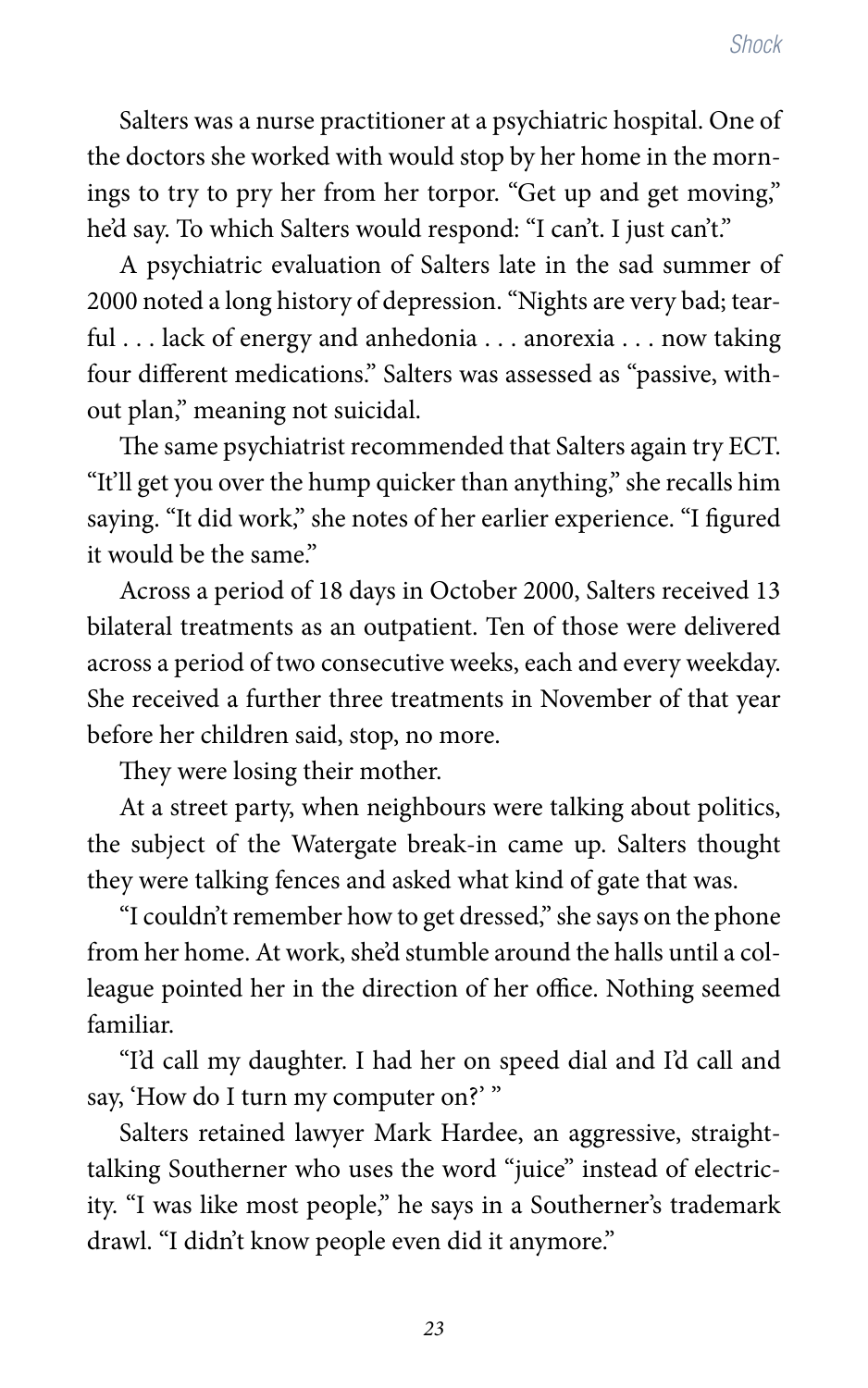Salters was a nurse practitioner at a psychiatric hospital. One of the doctors she worked with would stop by her home in the mornings to try to pry her from her torpor. "Get up and get moving," he'd say. To which Salters would respond: "I can't. I just can't."

A psychiatric evaluation of Salters late in the sad summer of 2000 noted a long history of depression. "Nights are very bad; tearful . . . lack of energy and anhedonia . . . anorexia . . . now taking four different medications." Salters was assessed as "passive, without plan," meaning not suicidal.

The same psychiatrist recommended that Salters again try ECT. "It'll get you over the hump quicker than anything," she recalls him saying. "It did work," she notes of her earlier experience. "I figured it would be the same."

Across a period of 18 days in October 2000, Salters received 13 bilateral treatments as an outpatient. Ten of those were delivered across a period of two consecutive weeks, each and every weekday. She received a further three treatments in November of that year before her children said, stop, no more.

They were losing their mother.

At a street party, when neighbours were talking about politics, the subject of the Watergate break-in came up. Salters thought they were talking fences and asked what kind of gate that was.

"I couldn't remember how to get dressed," she says on the phone from her home. At work, she'd stumble around the halls until a colleague pointed her in the direction of her office. Nothing seemed familiar.

"I'd call my daughter. I had her on speed dial and I'd call and say, 'How do I turn my computer on?' "

Salters retained lawyer Mark Hardee, an aggressive, straight-talking Southerner who uses the word "juice" instead of electricity. "I was like most people," he says in a Southerner's trademark drawl. "I didn't know people even did it anymore."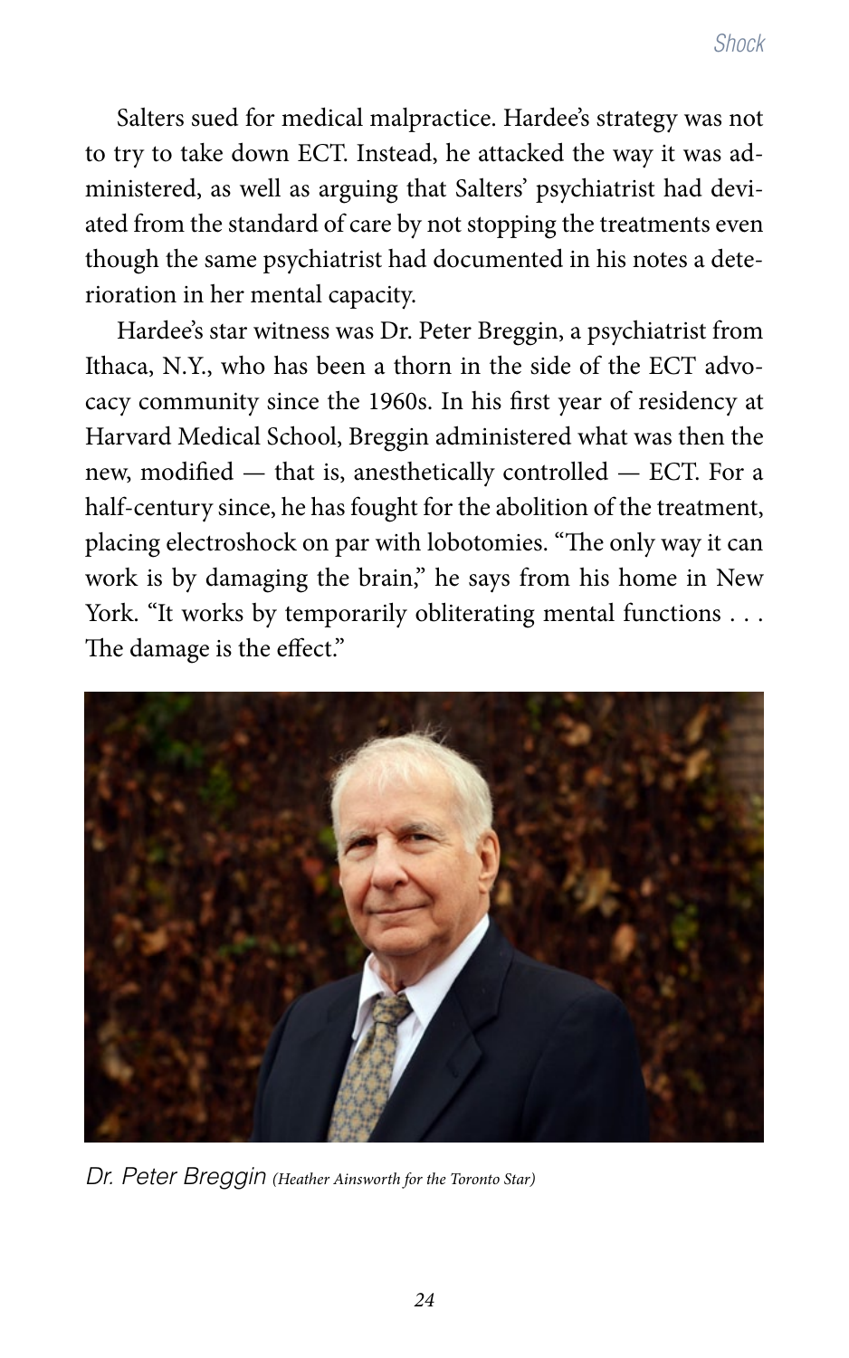Salters sued for medical malpractice. Hardee's strategy was not to try to take down ECT. Instead, he attacked the way it was administered, as well as arguing that Salters' psychiatrist had deviated from the standard of care by not stopping the treatments even though the same psychiatrist had documented in his notes a deterioration in her mental capacity.

Hardee's star witness was Dr. Peter Breggin, a psychiatrist from Ithaca, N.Y., who has been a thorn in the side of the ECT advocacy community since the 1960s. In his first year of residency at Harvard Medical School, Breggin administered what was then the new, modified — that is, anesthetically controlled — ECT. For a half-century since, he has fought for the abolition of the treatment, placing electroshock on par with lobotomies. "The only way it can work is by damaging the brain," he says from his home in New York. "It works by temporarily obliterating mental functions . . . The damage is the effect."

*Dr. Peter Breggin (Heather Ainsworth for the Toronto Star)*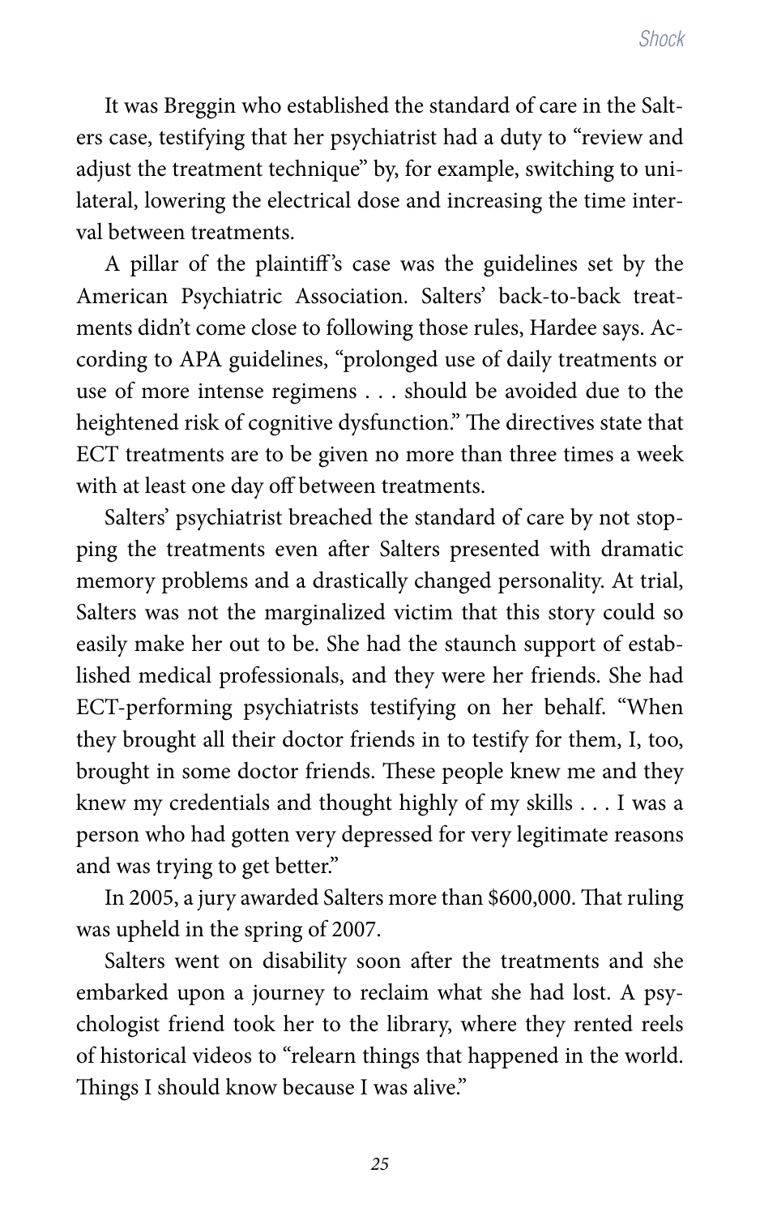It was Breggin who established the standard of care in the Salters case, testifying that her psychiatrist had a duty to "review and adjust the treatment technique" by, for example, switching to unilateral, lowering the electrical dose and increasing the time interval between treatments.

A pillar of the plaintiff's case was the guidelines set by the American Psychiatric Association. Salters' back-to-back treatments didn't come close to following those rules, Hardee says. According to APA guidelines, "prolonged use of daily treatments or use of more intense regimens . . . should be avoided due to the heightened risk of cognitive dysfunction." The directives state that ECT treatments are to be given no more than three times a week with at least one day off between treatments.

Salters' psychiatrist breached the standard of care by not stopping the treatments even after Salters presented with dramatic memory problems and a drastically changed personality. At trial, Salters was not the marginalized victim that this story could so easily make her out to be. She had the staunch support of established medical professionals, and they were her friends. She had ECT-performing psychiatrists testifying on her behalf. "When they brought all their doctor friends in to testify for them, I, too, brought in some doctor friends. These people knew me and they knew my credentials and thought highly of my skills . . . I was a person who had gotten very depressed for very legitimate reasons and was trying to get better."

In 2005, a jury awarded Salters more than $600,000. That ruling was upheld in the spring of 2007.

Salters went on disability soon after the treatments and she embarked upon a journey to reclaim what she had lost. A psychologist friend took her to the library, where they rented reels of historical videos to "relearn things that happened in the world. Things I should know because I was alive."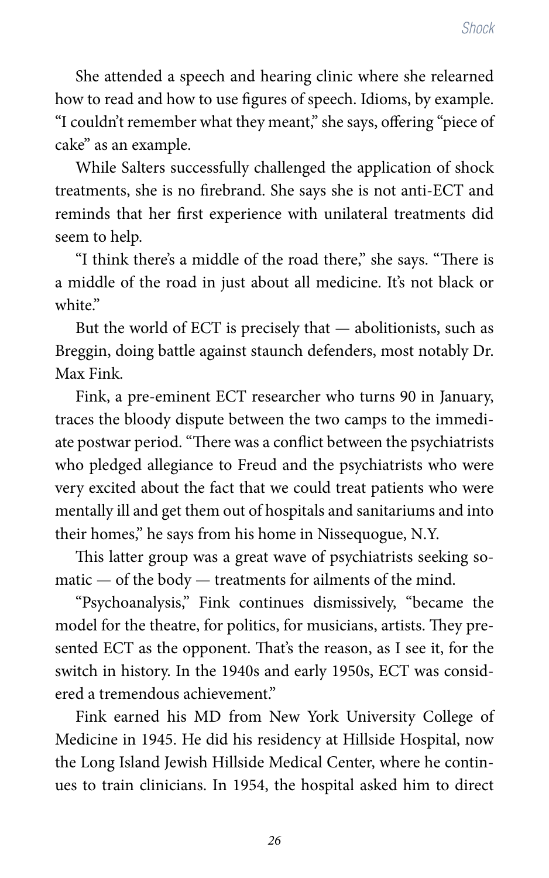She attended a speech and hearing clinic where she relearned how to read and how to use figures of speech. Idioms, by example. "I couldn't remember what they meant," she says, offering "piece of cake" as an example.

While Salters successfully challenged the application of shock treatments, she is no firebrand. She says she is not anti-ECT and reminds that her first experience with unilateral treatments did seem to help.

"I think there's a middle of the road there," she says. "There is a middle of the road in just about all medicine. It's not black or white."

But the world of ECT is precisely that — abolitionists, such as Breggin, doing battle against staunch defenders, most notably Dr. Max Fink.

Fink, a pre-eminent ECT researcher who turns 90 in January, traces the bloody dispute between the two camps to the immediate postwar period. "There was a conflict between the psychiatrists who pledged allegiance to Freud and the psychiatrists who were very excited about the fact that we could treat patients who were mentally ill and get them out of hospitals and sanitariums and into their homes," he says from his home in Nissequogue, N.Y.

This latter group was a great wave of psychiatrists seeking somatic — of the body — treatments for ailments of the mind.

"Psychoanalysis," Fink continues dismissively, "became the model for the theatre, for politics, for musicians, artists. They presented ECT as the opponent. That's the reason, as I see it, for the switch in history. In the 1940s and early 1950s, ECT was considered a tremendous achievement."

Fink earned his MD from New York University College of Medicine in 1945. He did his residency at Hillside Hospital, now the Long Island Jewish Hillside Medical Center, where he continues to train clinicians. In 1954, the hospital asked him to direct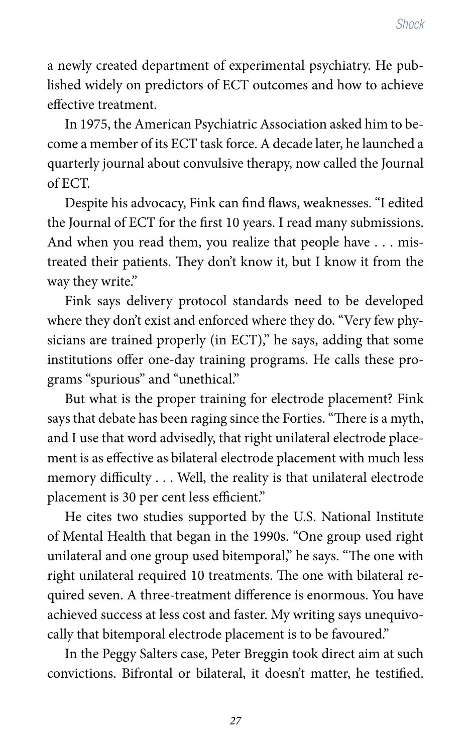a newly created department of experimental psychiatry. He published widely on predictors of ECT outcomes and how to achieve effective treatment.

In 1975, the American Psychiatric Association asked him to become a member of its ECT task force. A decade later, he launched a quarterly journal about convulsive therapy, now called the Journal of ECT.

Despite his advocacy, Fink can find flaws, weaknesses. "I edited the Journal of ECT for the first 10 years. I read many submissions. And when you read them, you realize that people have . . . mistreated their patients. They don't know it, but I know it from the way they write."

Fink says delivery protocol standards need to be developed where they don't exist and enforced where they do. "Very few physicians are trained properly (in ECT)," he says, adding that some institutions offer one-day training programs. He calls these programs "spurious" and "unethical."

But what is the proper training for electrode placement? Fink says that debate has been raging since the Forties. "There is a myth, and I use that word advisedly, that right unilateral electrode placement is as effective as bilateral electrode placement with much less memory difficulty . . . Well, the reality is that unilateral electrode placement is 30 per cent less efficient."

He cites two studies supported by the U.S. National Institute of Mental Health that began in the 1990s. "One group used right unilateral and one group used bitemporal," he says. "The one with right unilateral required 10 treatments. The one with bilateral required seven. A three-treatment difference is enormous. You have achieved success at less cost and faster. My writing says unequivocally that bitemporal electrode placement is to be favoured."

In the Peggy Salters case, Peter Breggin took direct aim at such convictions. Bifrontal or bilateral, it doesn't matter, he testified.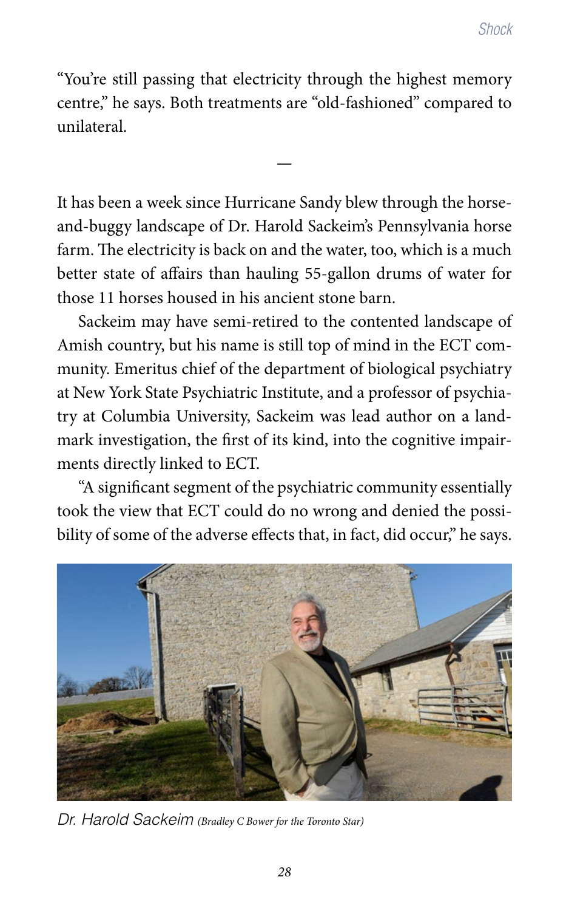"You're still passing that electricity through the highest memory centre," he says. Both treatments are "old-fashioned" compared to unilateral.

—

It has been a week since Hurricane Sandy blew through the horse-and-buggy landscape of Dr. Harold Sackeim's Pennsylvania horse farm. The electricity is back on and the water, too, which is a much better state of affairs than hauling 55-gallon drums of water for those 11 horses housed in his ancient stone barn.

Sackeim may have semi-retired to the contented landscape of Amish country, but his name is still top of mind in the ECT community. Emeritus chief of the department of biological psychiatry at New York State Psychiatric Institute, and a professor of psychiatry at Columbia University, Sackeim was lead author on a landmark investigation, the first of its kind, into the cognitive impairments directly linked to ECT.

"A significant segment of the psychiatric community essentially took the view that ECT could do no wrong and denied the possibility of some of the adverse effects that, in fact, did occur," he says.

*Dr. Harold Sackeim (Bradley C Bower for the Toronto Star)*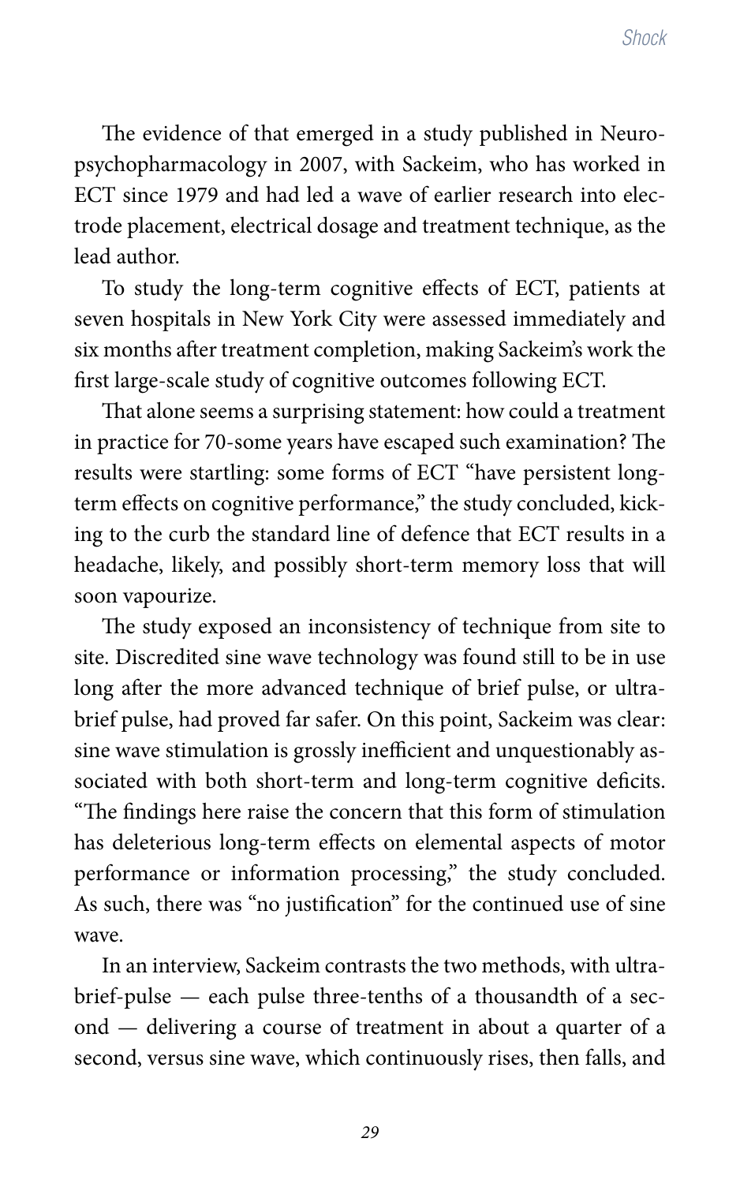The evidence of that emerged in a study published in Neuropsychopharmacology in 2007, with Sackeim, who has worked in ECT since 1979 and had led a wave of earlier research into electrode placement, electrical dosage and treatment technique, as the lead author.

To study the long-term cognitive effects of ECT, patients at seven hospitals in New York City were assessed immediately and six months after treatment completion, making Sackeim's work the first large-scale study of cognitive outcomes following ECT.

That alone seems a surprising statement: how could a treatment in practice for 70-some years have escaped such examination? The results were startling: some forms of ECT "have persistent long-term effects on cognitive performance," the study concluded, kicking to the curb the standard line of defence that ECT results in a headache, likely, and possibly short-term memory loss that will soon vapourize.

The study exposed an inconsistency of technique from site to site. Discredited sine wave technology was found still to be in use long after the more advanced technique of brief pulse, or ultra-brief pulse, had proved far safer. On this point, Sackeim was clear: sine wave stimulation is grossly inefficient and unquestionably associated with both short-term and long-term cognitive deficits. "The findings here raise the concern that this form of stimulation has deleterious long-term effects on elemental aspects of motor performance or information processing," the study concluded. As such, there was "no justification" for the continued use of sine wave.

In an interview, Sackeim contrasts the two methods, with ultra-brief-pulse — each pulse three-tenths of a thousandth of a second — delivering a course of treatment in about a quarter of a second, versus sine wave, which continuously rises, then falls, and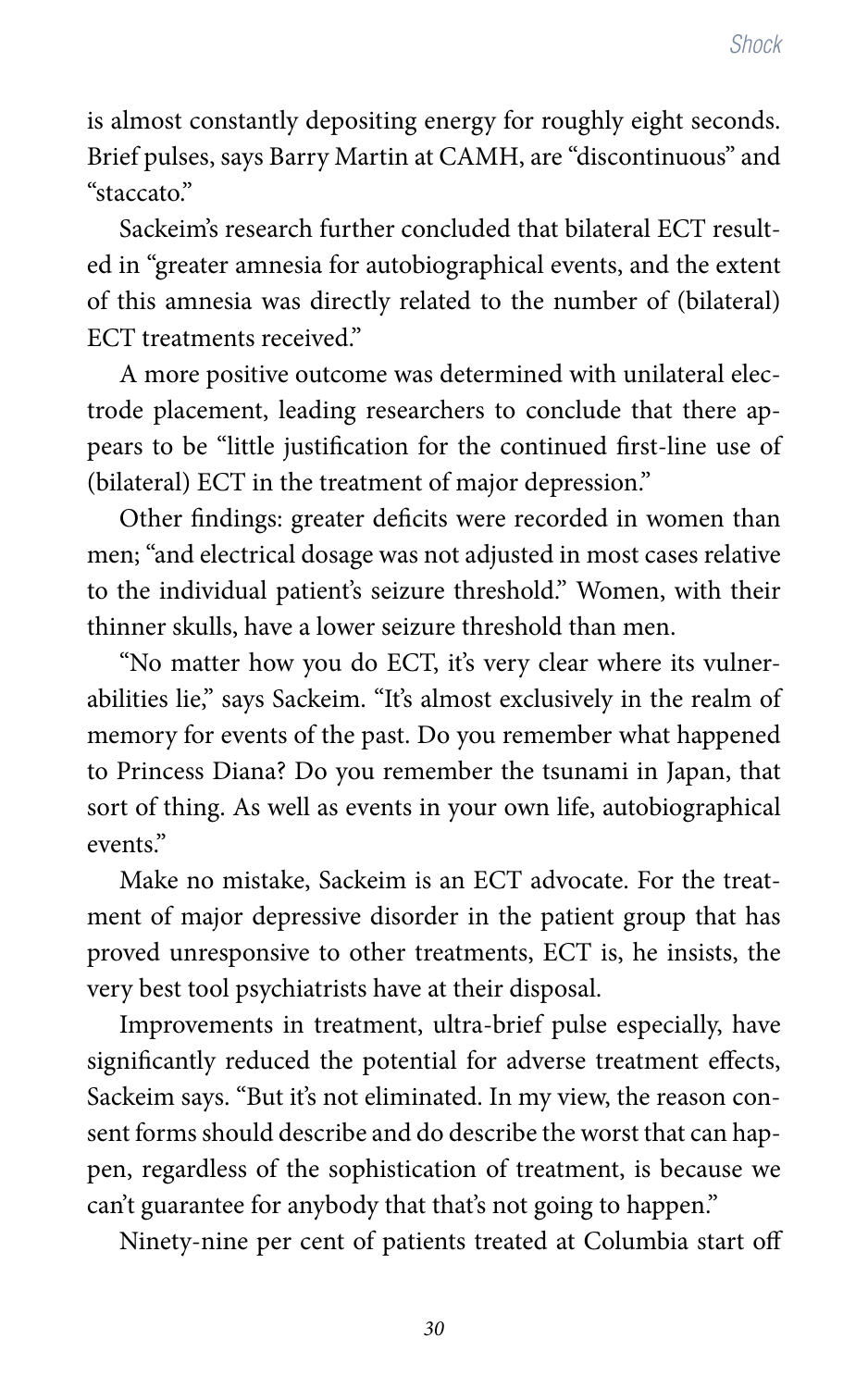is almost constantly depositing energy for roughly eight seconds. Brief pulses, says Barry Martin at CAMH, are "discontinuous" and "staccato."

Sackeim's research further concluded that bilateral ECT resulted in "greater amnesia for autobiographical events, and the extent of this amnesia was directly related to the number of (bilateral) ECT treatments received."

A more positive outcome was determined with unilateral electrode placement, leading researchers to conclude that there appears to be "little justification for the continued first-line use of (bilateral) ECT in the treatment of major depression."

Other findings: greater deficits were recorded in women than men; "and electrical dosage was not adjusted in most cases relative to the individual patient's seizure threshold." Women, with their thinner skulls, have a lower seizure threshold than men.

"No matter how you do ECT, it's very clear where its vulnerabilities lie," says Sackeim. "It's almost exclusively in the realm of memory for events of the past. Do you remember what happened to Princess Diana? Do you remember the tsunami in Japan, that sort of thing. As well as events in your own life, autobiographical events."

Make no mistake, Sackeim is an ECT advocate. For the treatment of major depressive disorder in the patient group that has proved unresponsive to other treatments, ECT is, he insists, the very best tool psychiatrists have at their disposal.

Improvements in treatment, ultra-brief pulse especially, have significantly reduced the potential for adverse treatment effects, Sackeim says. "But it's not eliminated. In my view, the reason consent forms should describe and do describe the worst that can happen, regardless of the sophistication of treatment, is because we can't guarantee for anybody that that's not going to happen."

Ninety-nine per cent of patients treated at Columbia start off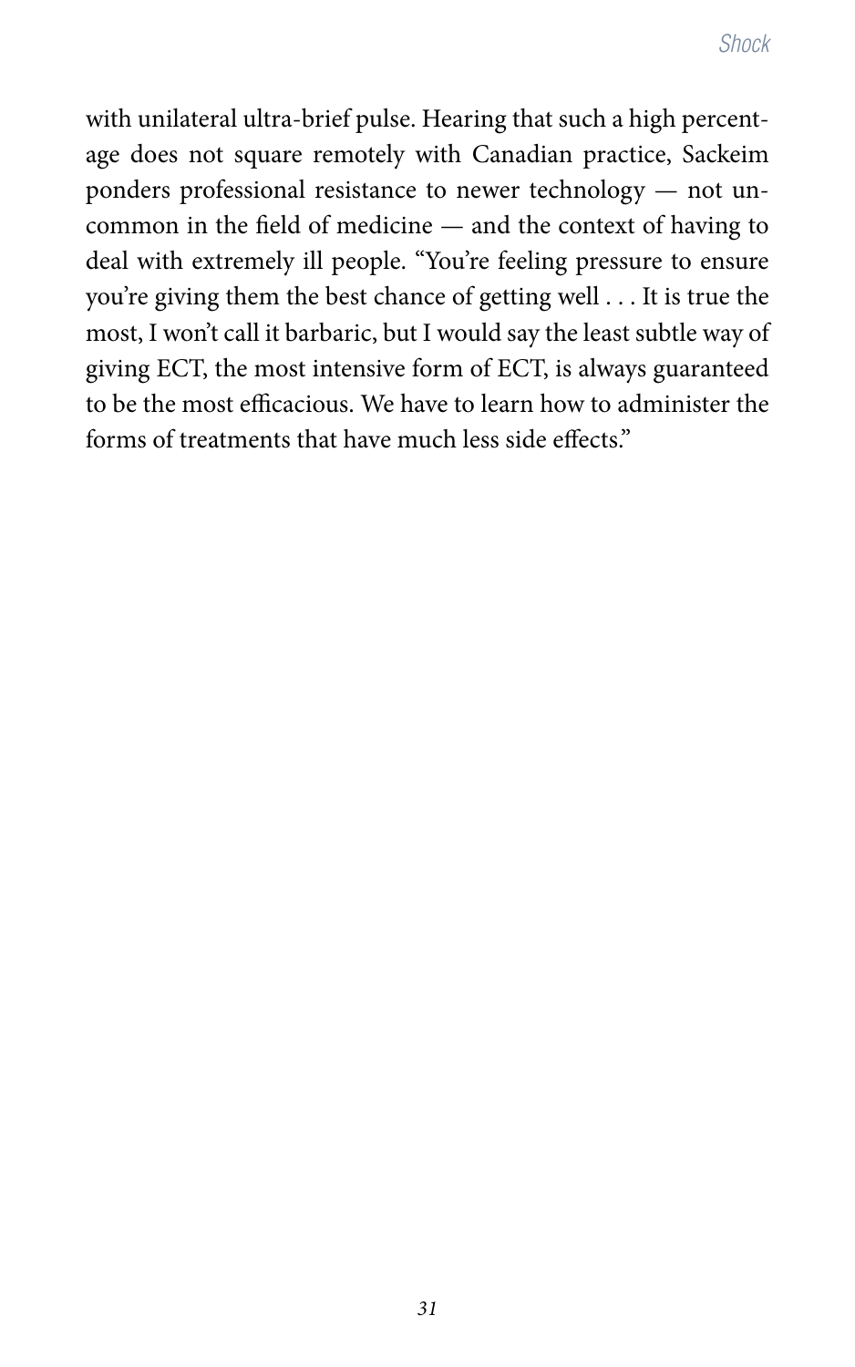with unilateral ultra-brief pulse. Hearing that such a high percentage does not square remotely with Canadian practice, Sackeim ponders professional resistance to newer technology — not uncommon in the field of medicine — and the context of having to deal with extremely ill people. "You're feeling pressure to ensure you're giving them the best chance of getting well . . . It is true the most, I won't call it barbaric, but I would say the least subtle way of giving ECT, the most intensive form of ECT, is always guaranteed to be the most efficacious. We have to learn how to administer the forms of treatments that have much less side effects."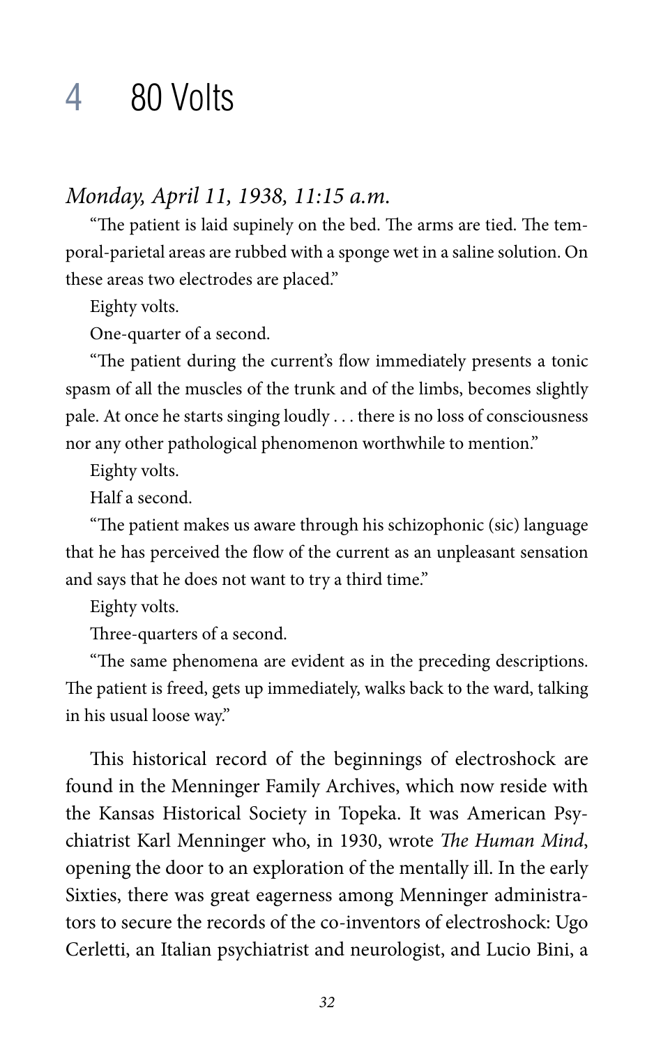# 4 80 Volts

*Monday, April 11, 1938, 11:15 a.m.*

"The patient is laid supinely on the bed. The arms are tied. The temporal-parietal areas are rubbed with a sponge wet in a saline solution. On these areas two electrodes are placed."

Eighty volts.

One-quarter of a second.

"The patient during the current's flow immediately presents a tonic spasm of all the muscles of the trunk and of the limbs, becomes slightly pale. At once he starts singing loudly . . . there is no loss of consciousness nor any other pathological phenomenon worthwhile to mention."

Eighty volts.

Half a second.

"The patient makes us aware through his schizophonic (sic) language that he has perceived the flow of the current as an unpleasant sensation and says that he does not want to try a third time."

Eighty volts.

Three-quarters of a second.

"The same phenomena are evident as in the preceding descriptions. The patient is freed, gets up immediately, walks back to the ward, talking in his usual loose way."

This historical record of the beginnings of electroshock are found in the Menninger Family Archives, which now reside with the Kansas Historical Society in Topeka. It was American Psychiatrist Karl Menninger who, in 1930, wrote *The Human Mind*, opening the door to an exploration of the mentally ill. In the early Sixties, there was great eagerness among Menninger administrators to secure the records of the co-inventors of electroshock: Ugo Cerletti, an Italian psychiatrist and neurologist, and Lucio Bini, a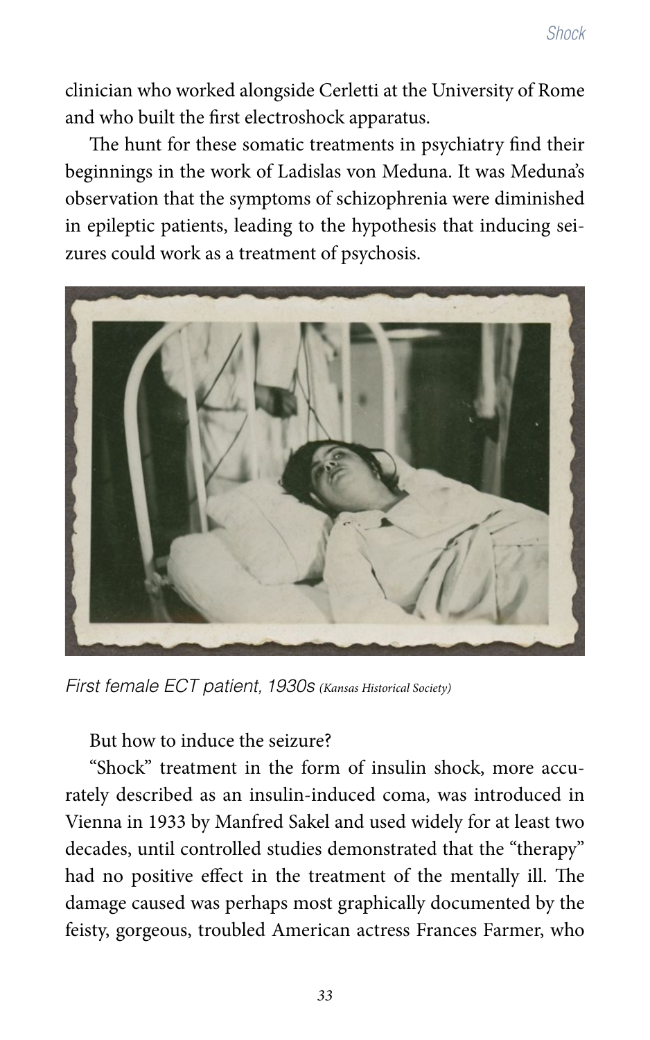clinician who worked alongside Cerletti at the University of Rome and who built the first electroshock apparatus.

The hunt for these somatic treatments in psychiatry find their beginnings in the work of Ladislas von Meduna. It was Meduna's observation that the symptoms of schizophrenia were diminished in epileptic patients, leading to the hypothesis that inducing seizures could work as a treatment of psychosis.

*First female ECT patient, 1930s (Kansas Historical Society)*

But how to induce the seizure?

"Shock" treatment in the form of insulin shock, more accurately described as an insulin-induced coma, was introduced in Vienna in 1933 by Manfred Sakel and used widely for at least two decades, until controlled studies demonstrated that the "therapy" had no positive effect in the treatment of the mentally ill. The damage caused was perhaps most graphically documented by the feisty, gorgeous, troubled American actress Frances Farmer, who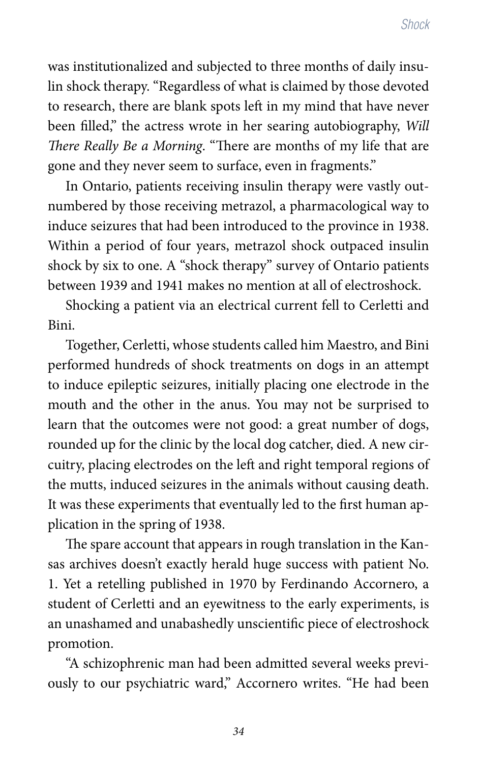was institutionalized and subjected to three months of daily insulin shock therapy. "Regardless of what is claimed by those devoted to research, there are blank spots left in my mind that have never been filled," the actress wrote in her searing autobiography, *Will There Really Be a Morning*. "There are months of my life that are gone and they never seem to surface, even in fragments."

In Ontario, patients receiving insulin therapy were vastly outnumbered by those receiving metrazol, a pharmacological way to induce seizures that had been introduced to the province in 1938. Within a period of four years, metrazol shock outpaced insulin shock by six to one. A "shock therapy" survey of Ontario patients between 1939 and 1941 makes no mention at all of electroshock.

Shocking a patient via an electrical current fell to Cerletti and Bini.

Together, Cerletti, whose students called him Maestro, and Bini performed hundreds of shock treatments on dogs in an attempt to induce epileptic seizures, initially placing one electrode in the mouth and the other in the anus. You may not be surprised to learn that the outcomes were not good: a great number of dogs, rounded up for the clinic by the local dog catcher, died. A new circuitry, placing electrodes on the left and right temporal regions of the mutts, induced seizures in the animals without causing death. It was these experiments that eventually led to the first human application in the spring of 1938.

The spare account that appears in rough translation in the Kansas archives doesn't exactly herald huge success with patient No. 1. Yet a retelling published in 1970 by Ferdinando Accornero, a student of Cerletti and an eyewitness to the early experiments, is an unashamed and unabashedly unscientific piece of electroshock promotion.

"A schizophrenic man had been admitted several weeks previously to our psychiatric ward," Accornero writes. "He had been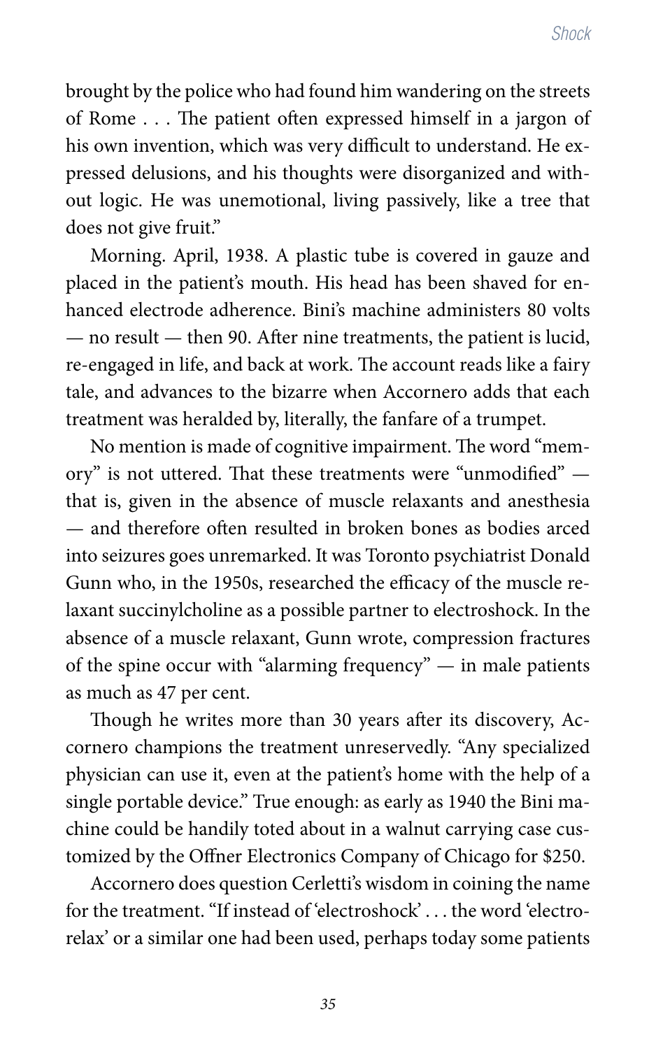brought by the police who had found him wandering on the streets of Rome . . . The patient often expressed himself in a jargon of his own invention, which was very difficult to understand. He expressed delusions, and his thoughts were disorganized and without logic. He was unemotional, living passively, like a tree that does not give fruit."

Morning. April, 1938. A plastic tube is covered in gauze and placed in the patient's mouth. His head has been shaved for enhanced electrode adherence. Bini's machine administers 80 volts — no result — then 90. After nine treatments, the patient is lucid, re-engaged in life, and back at work. The account reads like a fairy tale, and advances to the bizarre when Accornero adds that each treatment was heralded by, literally, the fanfare of a trumpet.

No mention is made of cognitive impairment. The word "memory" is not uttered. That these treatments were "unmodified" — that is, given in the absence of muscle relaxants and anesthesia — and therefore often resulted in broken bones as bodies arced into seizures goes unremarked. It was Toronto psychiatrist Donald Gunn who, in the 1950s, researched the efficacy of the muscle relaxant succinylcholine as a possible partner to electroshock. In the absence of a muscle relaxant, Gunn wrote, compression fractures of the spine occur with "alarming frequency" — in male patients as much as 47 per cent.

Though he writes more than 30 years after its discovery, Accornero champions the treatment unreservedly. "Any specialized physician can use it, even at the patient's home with the help of a single portable device." True enough: as early as 1940 the Bini machine could be handily toted about in a walnut carrying case customized by the Offner Electronics Company of Chicago for $250.

Accornero does question Cerletti's wisdom in coining the name for the treatment. "If instead of 'electroshock' . . . the word 'electrorelax' or a similar one had been used, perhaps today some patients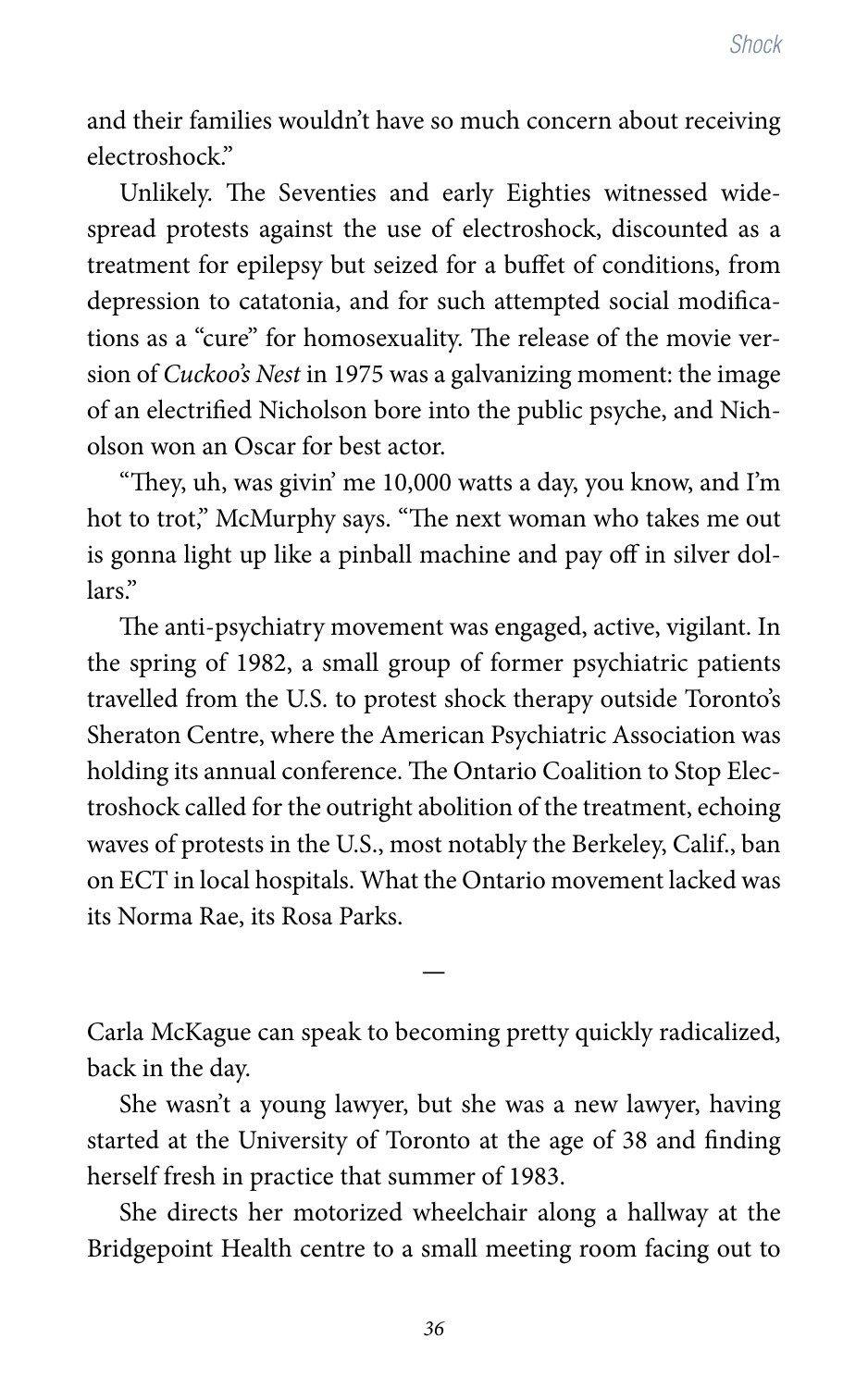and their families wouldn't have so much concern about receiving electroshock."

Unlikely. The Seventies and early Eighties witnessed widespread protests against the use of electroshock, discounted as a treatment for epilepsy but seized for a buffet of conditions, from depression to catatonia, and for such attempted social modifications as a "cure" for homosexuality. The release of the movie version of *Cuckoo's Nest* in 1975 was a galvanizing moment: the image of an electrified Nicholson bore into the public psyche, and Nicholson won an Oscar for best actor.

"They, uh, was givin' me 10,000 watts a day, you know, and I'm hot to trot," McMurphy says. "The next woman who takes me out is gonna light up like a pinball machine and pay off in silver dollars."

The anti-psychiatry movement was engaged, active, vigilant. In the spring of 1982, a small group of former psychiatric patients travelled from the U.S. to protest shock therapy outside Toronto's Sheraton Centre, where the American Psychiatric Association was holding its annual conference. The Ontario Coalition to Stop Electroshock called for the outright abolition of the treatment, echoing waves of protests in the U.S., most notably the Berkeley, Calif., ban on ECT in local hospitals. What the Ontario movement lacked was its Norma Rae, its Rosa Parks.

—

Carla McKague can speak to becoming pretty quickly radicalized, back in the day.

She wasn't a young lawyer, but she was a new lawyer, having started at the University of Toronto at the age of 38 and finding herself fresh in practice that summer of 1983.

She directs her motorized wheelchair along a hallway at the Bridgepoint Health centre to a small meeting room facing out to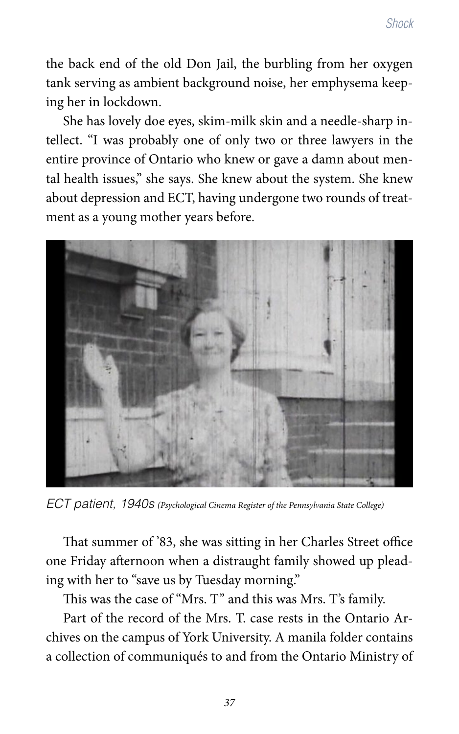the back end of the old Don Jail, the burbling from her oxygen tank serving as ambient background noise, her emphysema keeping her in lockdown.

She has lovely doe eyes, skim-milk skin and a needle-sharp intellect. "I was probably one of only two or three lawyers in the entire province of Ontario who knew or gave a damn about mental health issues," she says. She knew about the system. She knew about depression and ECT, having undergone two rounds of treatment as a young mother years before.

*ECT patient, 1940s (Psychological Cinema Register of the Pennsylvania State College)*

That summer of '83, she was sitting in her Charles Street office one Friday afternoon when a distraught family showed up pleading with her to "save us by Tuesday morning."

This was the case of "Mrs. T" and this was Mrs. T's family.

Part of the record of the Mrs. T. case rests in the Ontario Archives on the campus of York University. A manila folder contains a collection of communiqués to and from the Ontario Ministry of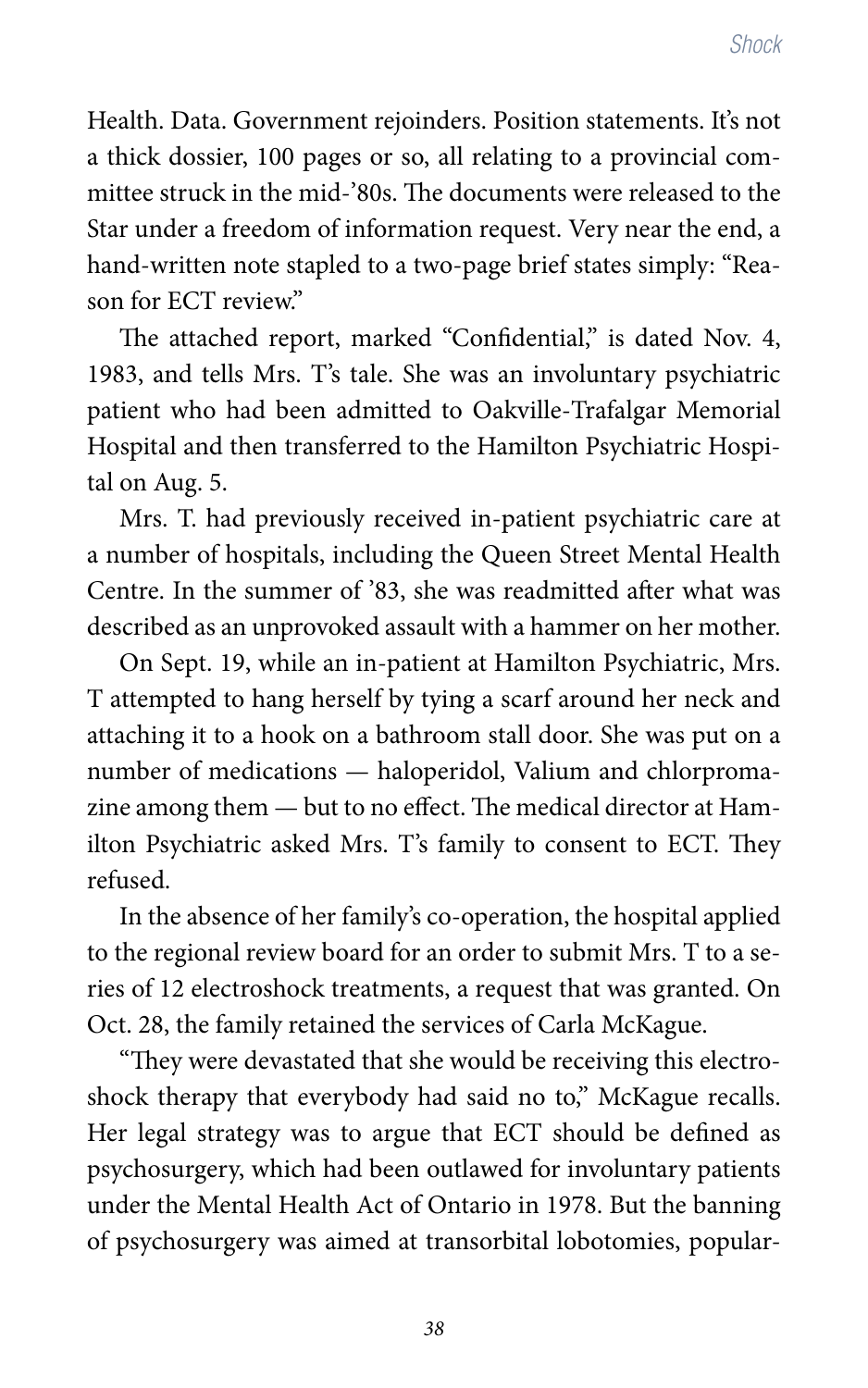Health. Data. Government rejoinders. Position statements. It's not a thick dossier, 100 pages or so, all relating to a provincial committee struck in the mid-'80s. The documents were released to the Star under a freedom of information request. Very near the end, a hand-written note stapled to a two-page brief states simply: "Reason for ECT review."

The attached report, marked "Confidential," is dated Nov. 4, 1983, and tells Mrs. T's tale. She was an involuntary psychiatric patient who had been admitted to Oakville-Trafalgar Memorial Hospital and then transferred to the Hamilton Psychiatric Hospital on Aug. 5.

Mrs. T. had previously received in-patient psychiatric care at a number of hospitals, including the Queen Street Mental Health Centre. In the summer of '83, she was readmitted after what was described as an unprovoked assault with a hammer on her mother.

On Sept. 19, while an in-patient at Hamilton Psychiatric, Mrs. T attempted to hang herself by tying a scarf around her neck and attaching it to a hook on a bathroom stall door. She was put on a number of medications — haloperidol, Valium and chlorpromazine among them — but to no effect. The medical director at Hamilton Psychiatric asked Mrs. T's family to consent to ECT. They refused.

In the absence of her family's co-operation, the hospital applied to the regional review board for an order to submit Mrs. T to a series of 12 electroshock treatments, a request that was granted. On Oct. 28, the family retained the services of Carla McKague.

"They were devastated that she would be receiving this electroshock therapy that everybody had said no to," McKague recalls. Her legal strategy was to argue that ECT should be defined as psychosurgery, which had been outlawed for involuntary patients under the Mental Health Act of Ontario in 1978. But the banning of psychosurgery was aimed at transorbital lobotomies, popular-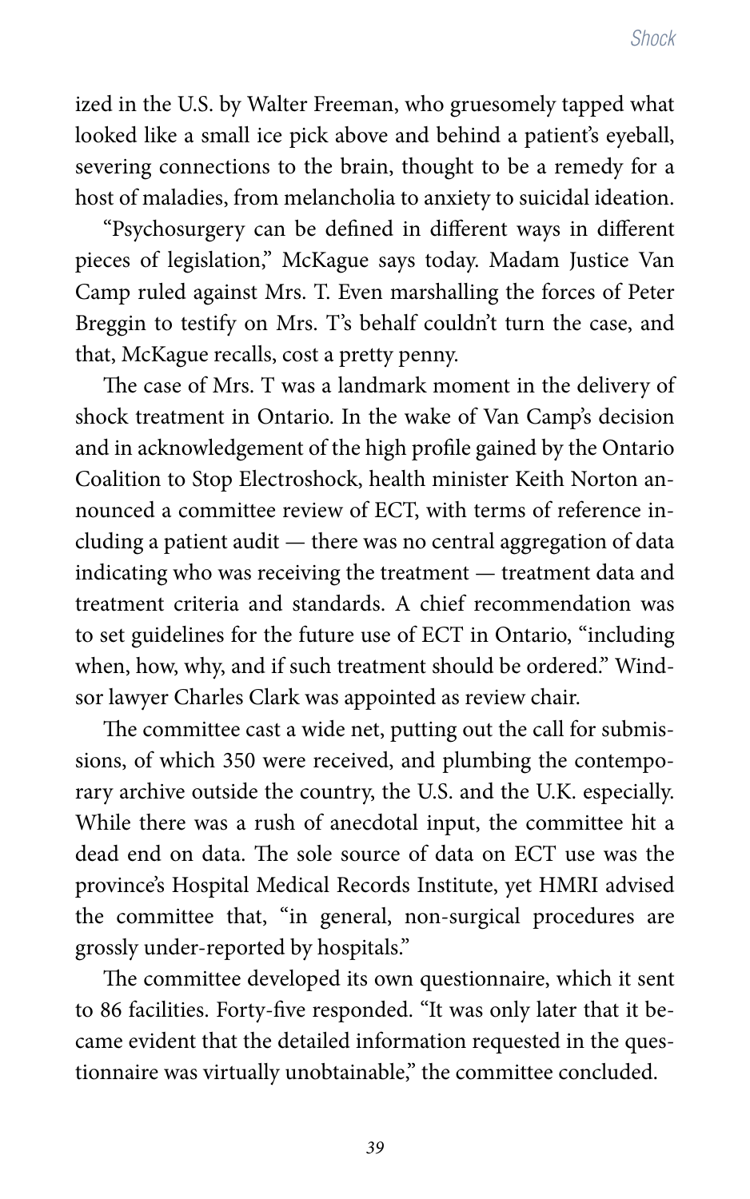ized in the U.S. by Walter Freeman, who gruesomely tapped what looked like a small ice pick above and behind a patient's eyeball, severing connections to the brain, thought to be a remedy for a host of maladies, from melancholia to anxiety to suicidal ideation.

"Psychosurgery can be defined in different ways in different pieces of legislation," McKague says today. Madam Justice Van Camp ruled against Mrs. T. Even marshalling the forces of Peter Breggin to testify on Mrs. T's behalf couldn't turn the case, and that, McKague recalls, cost a pretty penny.

The case of Mrs. T was a landmark moment in the delivery of shock treatment in Ontario. In the wake of Van Camp's decision and in acknowledgement of the high profile gained by the Ontario Coalition to Stop Electroshock, health minister Keith Norton announced a committee review of ECT, with terms of reference including a patient audit — there was no central aggregation of data indicating who was receiving the treatment — treatment data and treatment criteria and standards. A chief recommendation was to set guidelines for the future use of ECT in Ontario, "including when, how, why, and if such treatment should be ordered." Windsor lawyer Charles Clark was appointed as review chair.

The committee cast a wide net, putting out the call for submissions, of which 350 were received, and plumbing the contemporary archive outside the country, the U.S. and the U.K. especially. While there was a rush of anecdotal input, the committee hit a dead end on data. The sole source of data on ECT use was the province's Hospital Medical Records Institute, yet HMRI advised the committee that, "in general, non-surgical procedures are grossly under-reported by hospitals."

The committee developed its own questionnaire, which it sent to 86 facilities. Forty-five responded. "It was only later that it became evident that the detailed information requested in the questionnaire was virtually unobtainable," the committee concluded.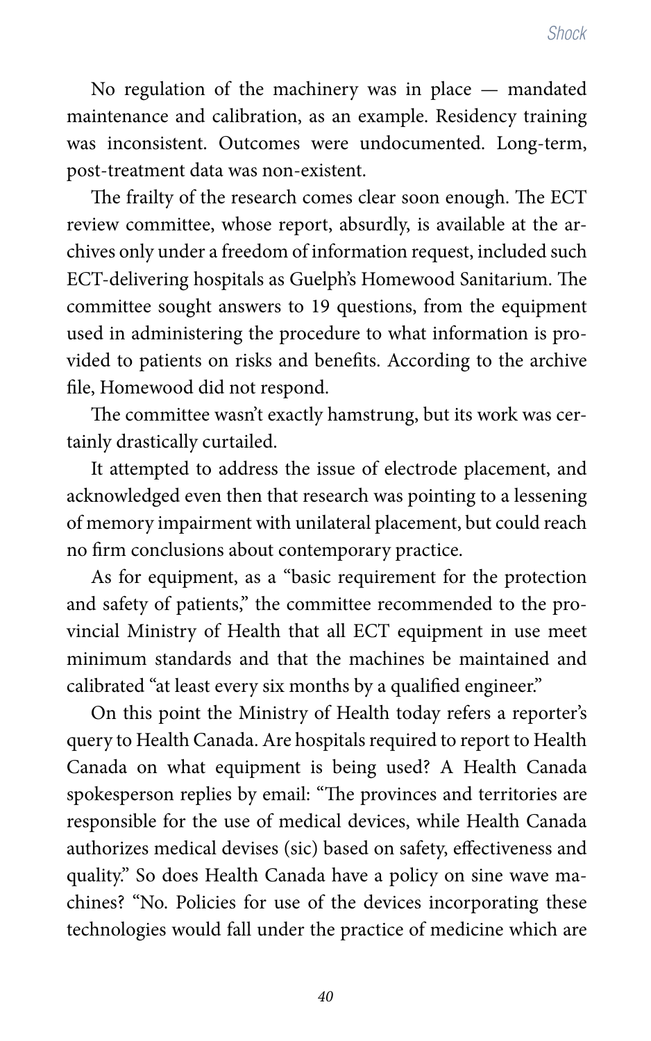No regulation of the machinery was in place — mandated maintenance and calibration, as an example. Residency training was inconsistent. Outcomes were undocumented. Long-term, post-treatment data was non-existent.

The frailty of the research comes clear soon enough. The ECT review committee, whose report, absurdly, is available at the archives only under a freedom of information request, included such ECT-delivering hospitals as Guelph's Homewood Sanitarium. The committee sought answers to 19 questions, from the equipment used in administering the procedure to what information is provided to patients on risks and benefits. According to the archive file, Homewood did not respond.

The committee wasn't exactly hamstrung, but its work was certainly drastically curtailed.

It attempted to address the issue of electrode placement, and acknowledged even then that research was pointing to a lessening of memory impairment with unilateral placement, but could reach no firm conclusions about contemporary practice.

As for equipment, as a "basic requirement for the protection and safety of patients," the committee recommended to the provincial Ministry of Health that all ECT equipment in use meet minimum standards and that the machines be maintained and calibrated "at least every six months by a qualified engineer."

On this point the Ministry of Health today refers a reporter's query to Health Canada. Are hospitals required to report to Health Canada on what equipment is being used? A Health Canada spokesperson replies by email: "The provinces and territories are responsible for the use of medical devices, while Health Canada authorizes medical devises (sic) based on safety, effectiveness and quality." So does Health Canada have a policy on sine wave machines? "No. Policies for use of the devices incorporating these technologies would fall under the practice of medicine which are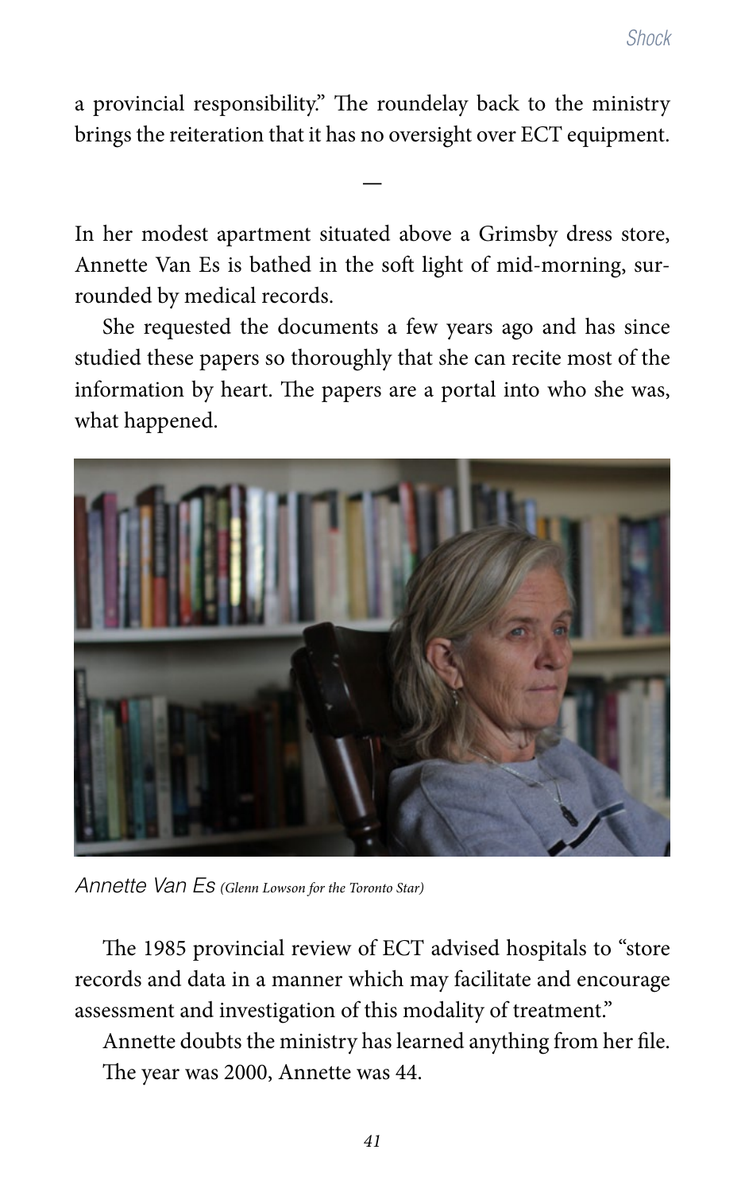a provincial responsibility." The roundelay back to the ministry brings the reiteration that it has no oversight over ECT equipment.

—

In her modest apartment situated above a Grimsby dress store, Annette Van Es is bathed in the soft light of mid-morning, surrounded by medical records.

She requested the documents a few years ago and has since studied these papers so thoroughly that she can recite most of the information by heart. The papers are a portal into who she was, what happened.

*Annette Van Es (Glenn Lowson for the Toronto Star)*

The 1985 provincial review of ECT advised hospitals to "store records and data in a manner which may facilitate and encourage assessment and investigation of this modality of treatment."

Annette doubts the ministry has learned anything from her file. The year was 2000, Annette was 44.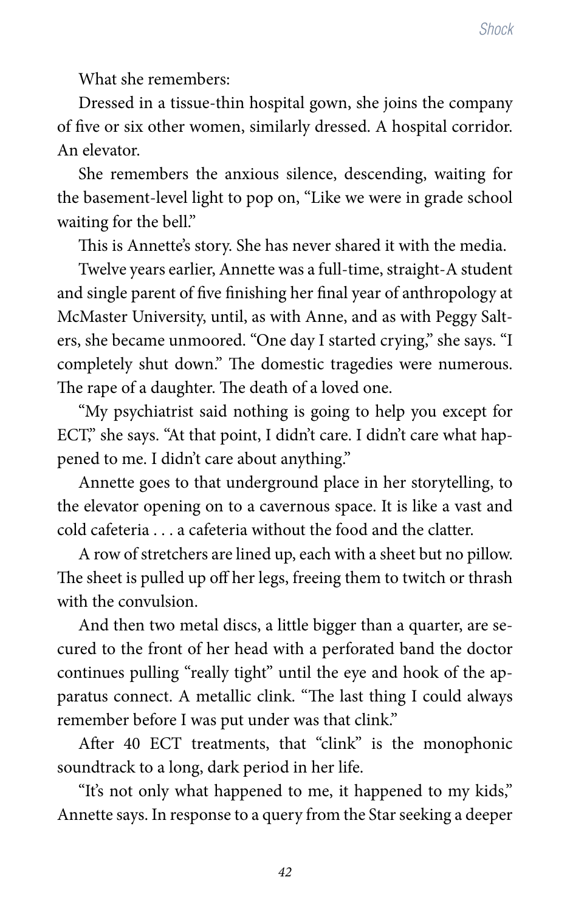What she remembers:

Dressed in a tissue-thin hospital gown, she joins the company of five or six other women, similarly dressed. A hospital corridor. An elevator.

She remembers the anxious silence, descending, waiting for the basement-level light to pop on, "Like we were in grade school waiting for the bell."

This is Annette's story. She has never shared it with the media.

Twelve years earlier, Annette was a full-time, straight-A student and single parent of five finishing her final year of anthropology at McMaster University, until, as with Anne, and as with Peggy Salters, she became unmoored. "One day I started crying," she says. "I completely shut down." The domestic tragedies were numerous. The rape of a daughter. The death of a loved one.

"My psychiatrist said nothing is going to help you except for ECT," she says. "At that point, I didn't care. I didn't care what happened to me. I didn't care about anything."

Annette goes to that underground place in her storytelling, to the elevator opening on to a cavernous space. It is like a vast and cold cafeteria . . . a cafeteria without the food and the clatter.

A row of stretchers are lined up, each with a sheet but no pillow. The sheet is pulled up off her legs, freeing them to twitch or thrash with the convulsion.

And then two metal discs, a little bigger than a quarter, are secured to the front of her head with a perforated band the doctor continues pulling "really tight" until the eye and hook of the apparatus connect. A metallic clink. "The last thing I could always remember before I was put under was that clink."

After 40 ECT treatments, that "clink" is the monophonic soundtrack to a long, dark period in her life.

"It's not only what happened to me, it happened to my kids," Annette says. In response to a query from the Star seeking a deeper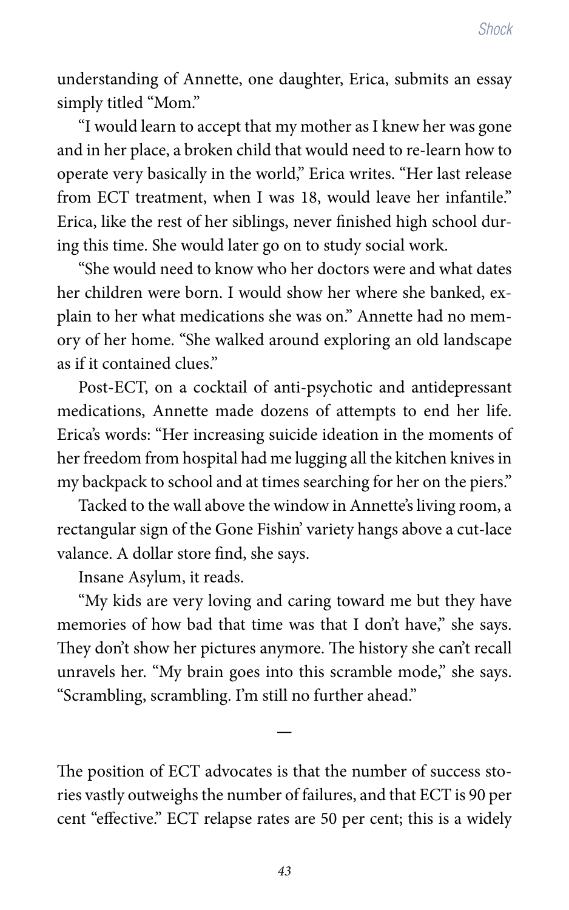understanding of Annette, one daughter, Erica, submits an essay simply titled "Mom."

"I would learn to accept that my mother as I knew her was gone and in her place, a broken child that would need to re-learn how to operate very basically in the world," Erica writes. "Her last release from ECT treatment, when I was 18, would leave her infantile." Erica, like the rest of her siblings, never finished high school during this time. She would later go on to study social work.

"She would need to know who her doctors were and what dates her children were born. I would show her where she banked, explain to her what medications she was on." Annette had no memory of her home. "She walked around exploring an old landscape as if it contained clues."

Post-ECT, on a cocktail of anti-psychotic and antidepressant medications, Annette made dozens of attempts to end her life. Erica's words: "Her increasing suicide ideation in the moments of her freedom from hospital had me lugging all the kitchen knives in my backpack to school and at times searching for her on the piers."

Tacked to the wall above the window in Annette's living room, a rectangular sign of the Gone Fishin' variety hangs above a cut-lace valance. A dollar store find, she says.

Insane Asylum, it reads.

"My kids are very loving and caring toward me but they have memories of how bad that time was that I don't have," she says. They don't show her pictures anymore. The history she can't recall unravels her. "My brain goes into this scramble mode," she says. "Scrambling, scrambling. I'm still no further ahead."

—

The position of ECT advocates is that the number of success stories vastly outweighs the number of failures, and that ECT is 90 per cent "effective." ECT relapse rates are 50 per cent; this is a widely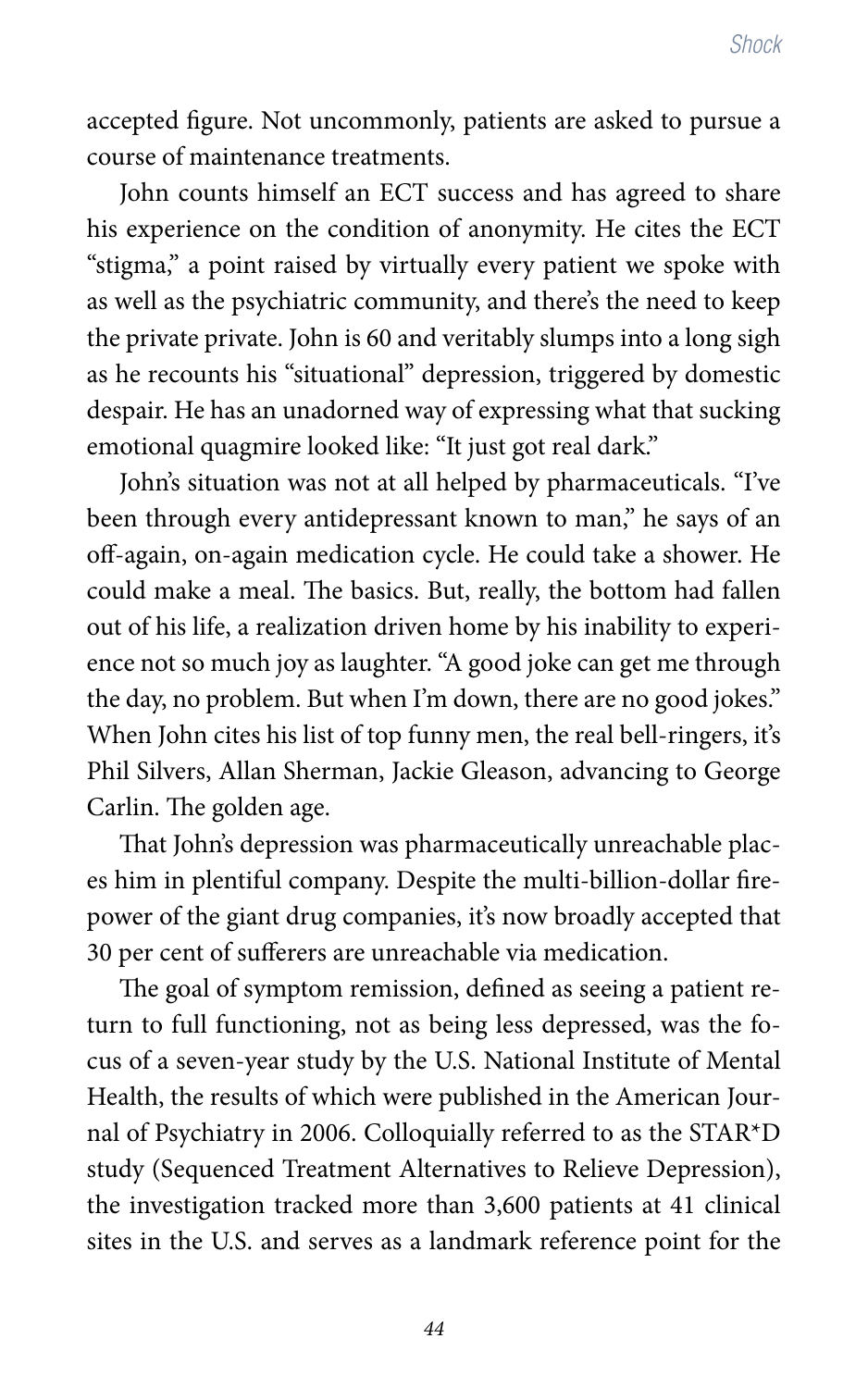accepted figure. Not uncommonly, patients are asked to pursue a course of maintenance treatments.

John counts himself an ECT success and has agreed to share his experience on the condition of anonymity. He cites the ECT "stigma," a point raised by virtually every patient we spoke with as well as the psychiatric community, and there's the need to keep the private private. John is 60 and veritably slumps into a long sigh as he recounts his "situational" depression, triggered by domestic despair. He has an unadorned way of expressing what that sucking emotional quagmire looked like: "It just got real dark."

John's situation was not at all helped by pharmaceuticals. "I've been through every antidepressant known to man," he says of an off-again, on-again medication cycle. He could take a shower. He could make a meal. The basics. But, really, the bottom had fallen out of his life, a realization driven home by his inability to experience not so much joy as laughter. "A good joke can get me through the day, no problem. But when I'm down, there are no good jokes." When John cites his list of top funny men, the real bell-ringers, it's Phil Silvers, Allan Sherman, Jackie Gleason, advancing to George Carlin. The golden age.

That John's depression was pharmaceutically unreachable places him in plentiful company. Despite the multi-billion-dollar firepower of the giant drug companies, it's now broadly accepted that 30 per cent of sufferers are unreachable via medication.

The goal of symptom remission, defined as seeing a patient return to full functioning, not as being less depressed, was the focus of a seven-year study by the U.S. National Institute of Mental Health, the results of which were published in the American Journal of Psychiatry in 2006. Colloquially referred to as the STAR*D study (Sequenced Treatment Alternatives to Relieve Depression), the investigation tracked more than 3,600 patients at 41 clinical sites in the U.S. and serves as a landmark reference point for the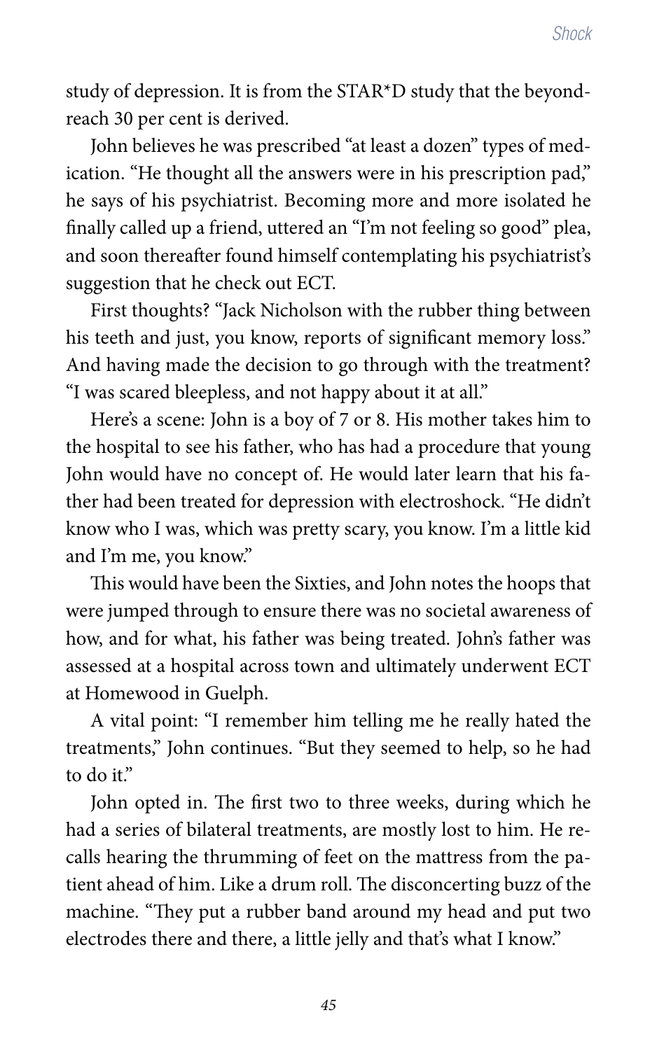study of depression. It is from the STAR*D study that the beyond-reach 30 per cent is derived.

John believes he was prescribed "at least a dozen" types of medication. "He thought all the answers were in his prescription pad," he says of his psychiatrist. Becoming more and more isolated he finally called up a friend, uttered an "I'm not feeling so good" plea, and soon thereafter found himself contemplating his psychiatrist's suggestion that he check out ECT.

First thoughts? "Jack Nicholson with the rubber thing between his teeth and just, you know, reports of significant memory loss." And having made the decision to go through with the treatment? "I was scared bleepless, and not happy about it at all."

Here's a scene: John is a boy of 7 or 8. His mother takes him to the hospital to see his father, who has had a procedure that young John would have no concept of. He would later learn that his father had been treated for depression with electroshock. "He didn't know who I was, which was pretty scary, you know. I'm a little kid and I'm me, you know."

This would have been the Sixties, and John notes the hoops that were jumped through to ensure there was no societal awareness of how, and for what, his father was being treated. John's father was assessed at a hospital across town and ultimately underwent ECT at Homewood in Guelph.

A vital point: "I remember him telling me he really hated the treatments," John continues. "But they seemed to help, so he had to do it."

John opted in. The first two to three weeks, during which he had a series of bilateral treatments, are mostly lost to him. He recalls hearing the thrumming of feet on the mattress from the patient ahead of him. Like a drum roll. The disconcerting buzz of the machine. "They put a rubber band around my head and put two electrodes there and there, a little jelly and that's what I know."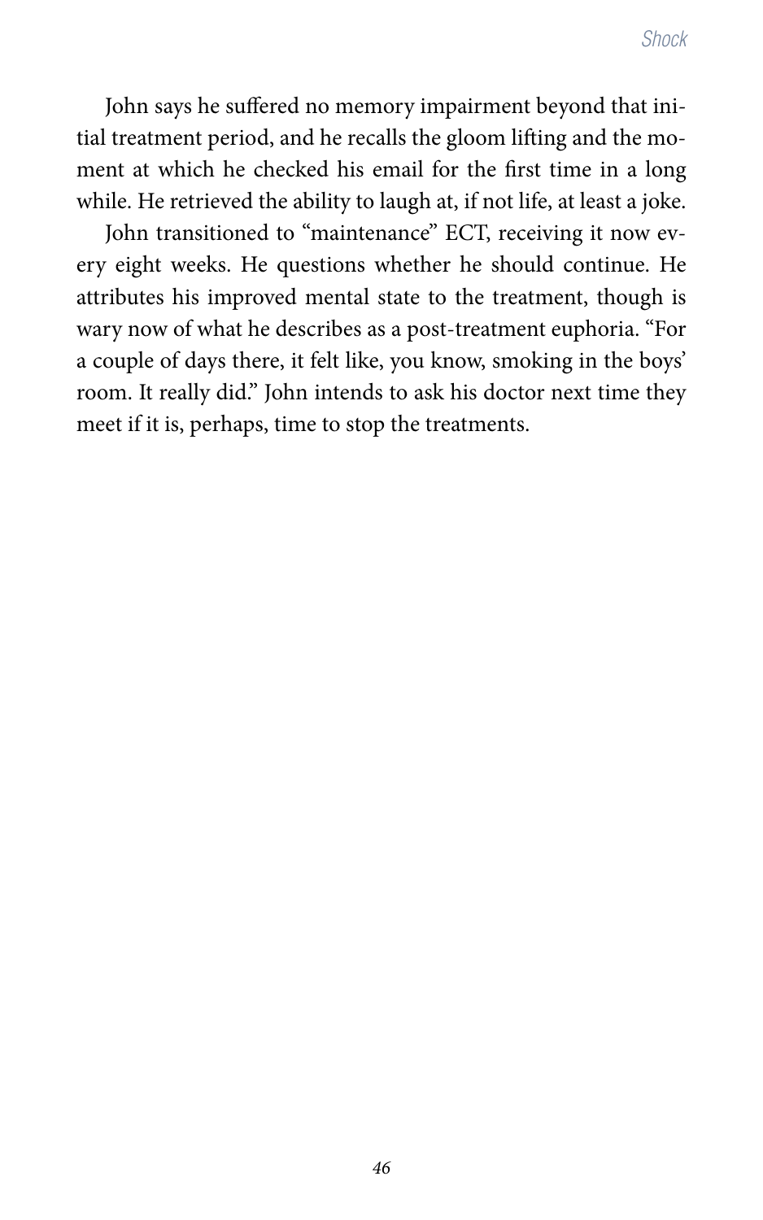John says he suffered no memory impairment beyond that initial treatment period, and he recalls the gloom lifting and the moment at which he checked his email for the first time in a long while. He retrieved the ability to laugh at, if not life, at least a joke.

John transitioned to "maintenance" ECT, receiving it now every eight weeks. He questions whether he should continue. He attributes his improved mental state to the treatment, though is wary now of what he describes as a post-treatment euphoria. "For a couple of days there, it felt like, you know, smoking in the boys' room. It really did." John intends to ask his doctor next time they meet if it is, perhaps, time to stop the treatments.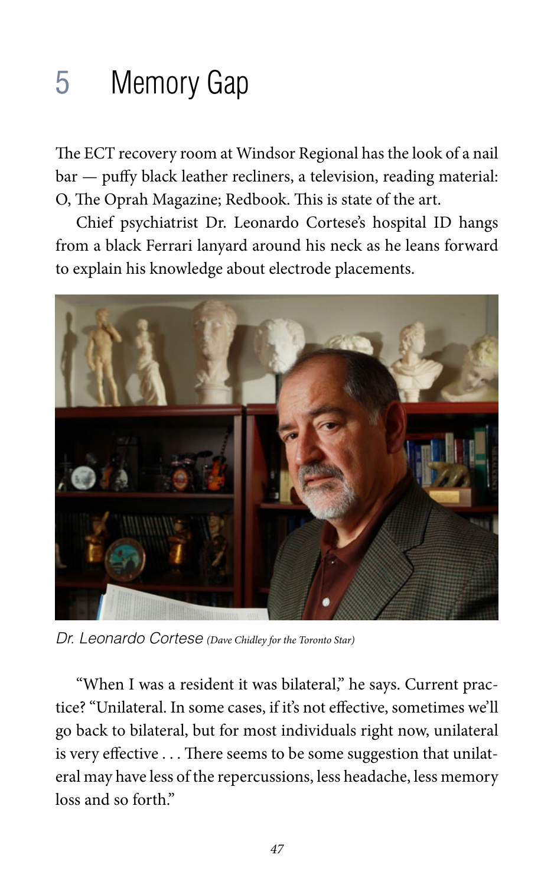# 5 Memory Gap

The ECT recovery room at Windsor Regional has the look of a nail bar — puffy black leather recliners, a television, reading material: O, The Oprah Magazine; Redbook. This is state of the art.

Chief psychiatrist Dr. Leonardo Cortese's hospital ID hangs from a black Ferrari lanyard around his neck as he leans forward to explain his knowledge about electrode placements.

*Dr. Leonardo Cortese (Dave Chidley for the Toronto Star)*

"When I was a resident it was bilateral," he says. Current practice? "Unilateral. In some cases, if it's not effective, sometimes we'll go back to bilateral, but for most individuals right now, unilateral is very effective . . . There seems to be some suggestion that unilateral may have less of the repercussions, less headache, less memory loss and so forth."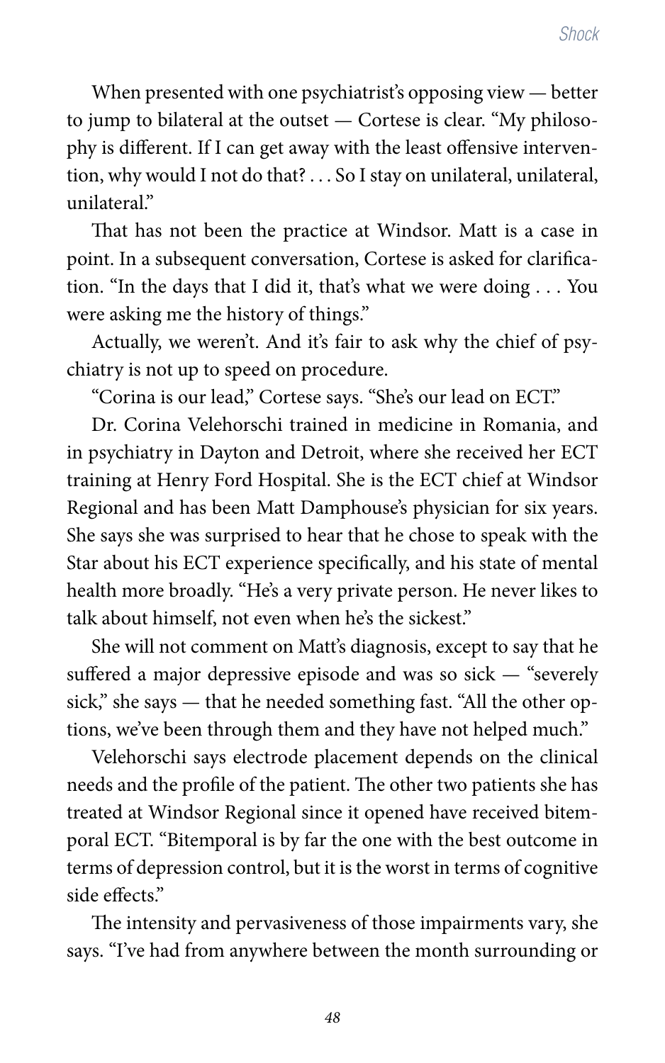When presented with one psychiatrist's opposing view — better to jump to bilateral at the outset — Cortese is clear. "My philosophy is different. If I can get away with the least offensive intervention, why would I not do that? . . . So I stay on unilateral, unilateral, unilateral."

That has not been the practice at Windsor. Matt is a case in point. In a subsequent conversation, Cortese is asked for clarification. "In the days that I did it, that's what we were doing . . . You were asking me the history of things."

Actually, we weren't. And it's fair to ask why the chief of psychiatry is not up to speed on procedure.

"Corina is our lead," Cortese says. "She's our lead on ECT."

Dr. Corina Velehorschi trained in medicine in Romania, and in psychiatry in Dayton and Detroit, where she received her ECT training at Henry Ford Hospital. She is the ECT chief at Windsor Regional and has been Matt Damphouse's physician for six years. She says she was surprised to hear that he chose to speak with the Star about his ECT experience specifically, and his state of mental health more broadly. "He's a very private person. He never likes to talk about himself, not even when he's the sickest."

She will not comment on Matt's diagnosis, except to say that he suffered a major depressive episode and was so sick — "severely sick," she says — that he needed something fast. "All the other options, we've been through them and they have not helped much."

Velehorschi says electrode placement depends on the clinical needs and the profile of the patient. The other two patients she has treated at Windsor Regional since it opened have received bitemporal ECT. "Bitemporal is by far the one with the best outcome in terms of depression control, but it is the worst in terms of cognitive side effects."

The intensity and pervasiveness of those impairments vary, she says. "I've had from anywhere between the month surrounding or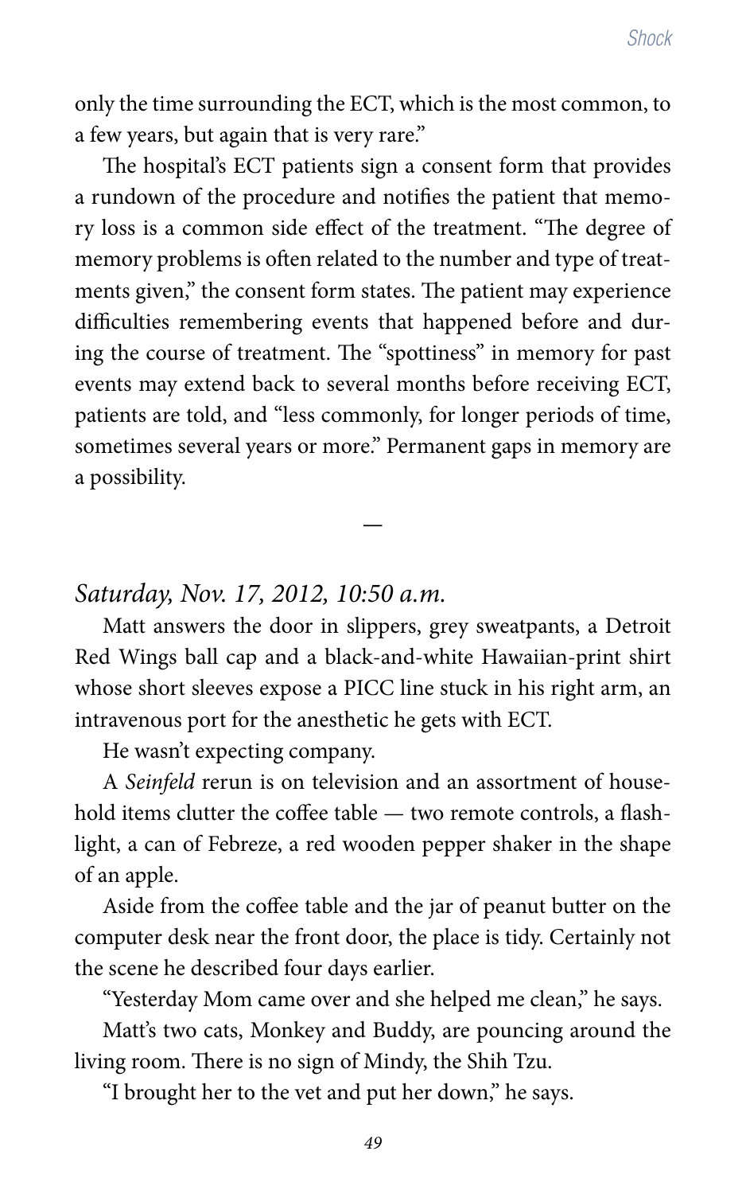only the time surrounding the ECT, which is the most common, to a few years, but again that is very rare."

The hospital's ECT patients sign a consent form that provides a rundown of the procedure and notifies the patient that memory loss is a common side effect of the treatment. "The degree of memory problems is often related to the number and type of treatments given," the consent form states. The patient may experience difficulties remembering events that happened before and during the course of treatment. The "spottiness" in memory for past events may extend back to several months before receiving ECT, patients are told, and "less commonly, for longer periods of time, sometimes several years or more." Permanent gaps in memory are a possibility.

—

*Saturday, Nov. 17, 2012, 10:50 a.m.*

Matt answers the door in slippers, grey sweatpants, a Detroit Red Wings ball cap and a black-and-white Hawaiian-print shirt whose short sleeves expose a PICC line stuck in his right arm, an intravenous port for the anesthetic he gets with ECT.

He wasn't expecting company.

A *Seinfeld* rerun is on television and an assortment of household items clutter the coffee table — two remote controls, a flashlight, a can of Febreze, a red wooden pepper shaker in the shape of an apple.

Aside from the coffee table and the jar of peanut butter on the computer desk near the front door, the place is tidy. Certainly not the scene he described four days earlier.

"Yesterday Mom came over and she helped me clean," he says.

Matt's two cats, Monkey and Buddy, are pouncing around the living room. There is no sign of Mindy, the Shih Tzu.

"I brought her to the vet and put her down," he says.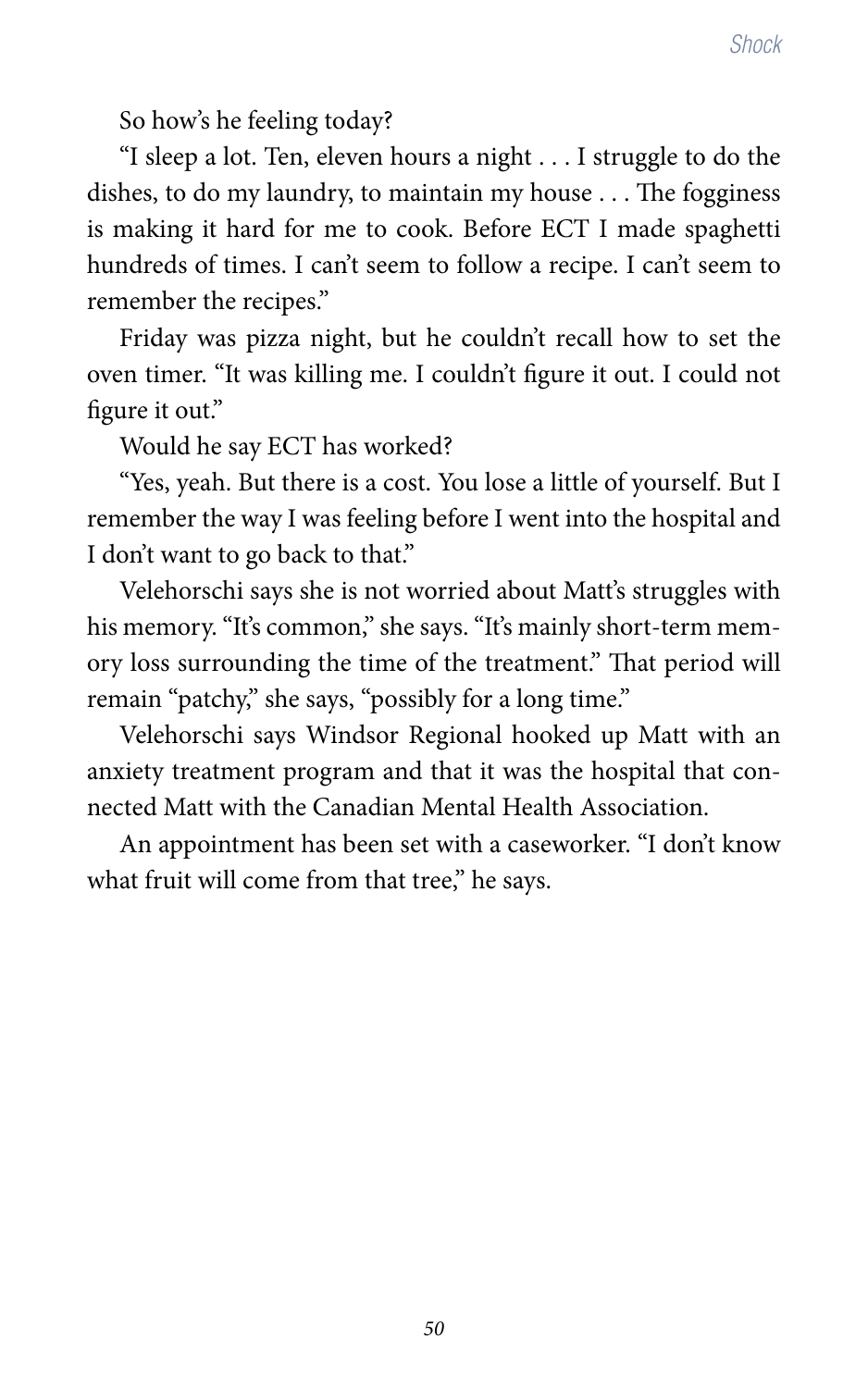So how's he feeling today?

"I sleep a lot. Ten, eleven hours a night . . . I struggle to do the dishes, to do my laundry, to maintain my house . . . The fogginess is making it hard for me to cook. Before ECT I made spaghetti hundreds of times. I can't seem to follow a recipe. I can't seem to remember the recipes."

Friday was pizza night, but he couldn't recall how to set the oven timer. "It was killing me. I couldn't figure it out. I could not figure it out."

Would he say ECT has worked?

"Yes, yeah. But there is a cost. You lose a little of yourself. But I remember the way I was feeling before I went into the hospital and I don't want to go back to that."

Velehorschi says she is not worried about Matt's struggles with his memory. "It's common," she says. "It's mainly short-term memory loss surrounding the time of the treatment." That period will remain "patchy," she says, "possibly for a long time."

Velehorschi says Windsor Regional hooked up Matt with an anxiety treatment program and that it was the hospital that connected Matt with the Canadian Mental Health Association.

An appointment has been set with a caseworker. "I don't know what fruit will come from that tree," he says.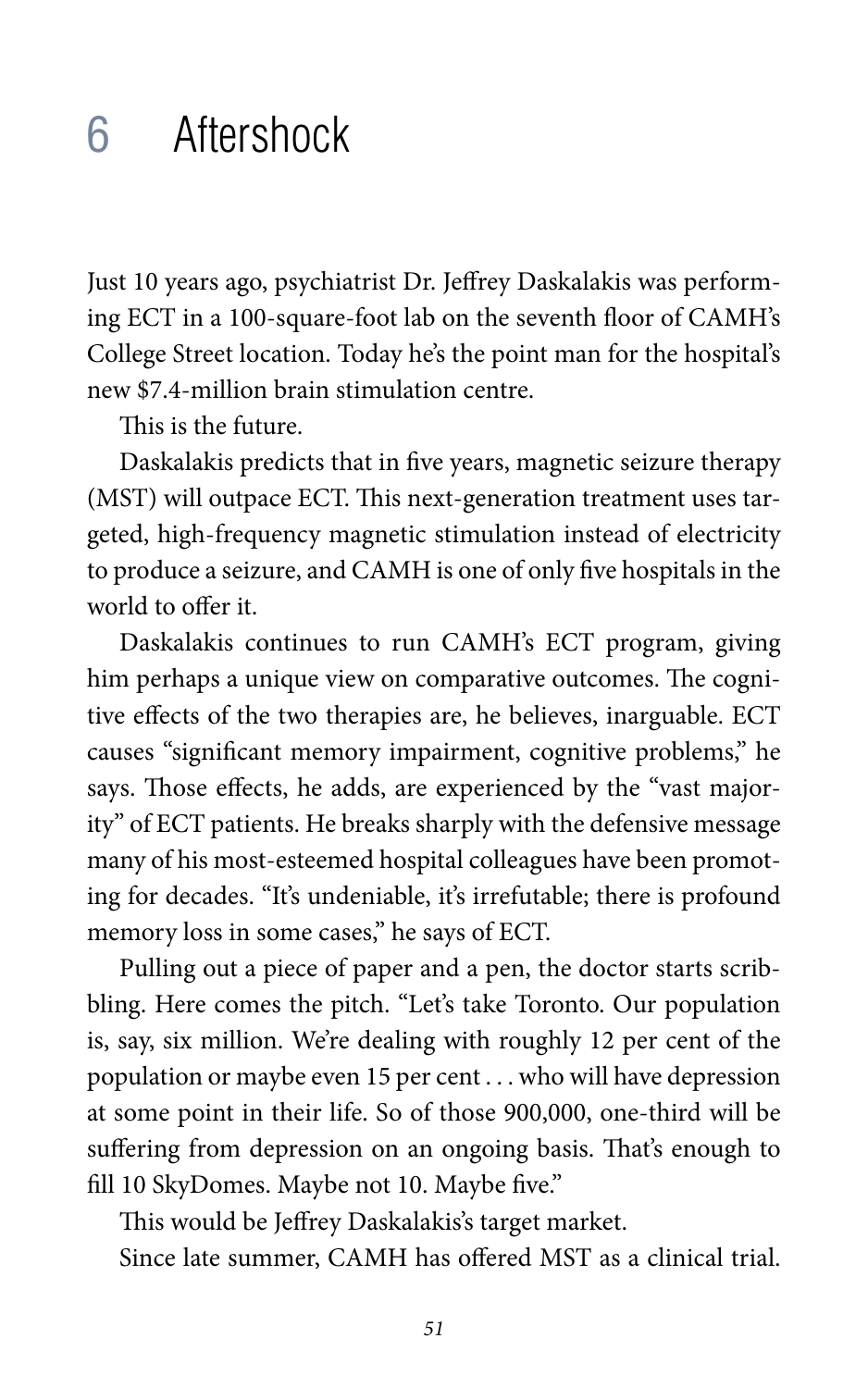# 6 Aftershock

Just 10 years ago, psychiatrist Dr. Jeffrey Daskalakis was performing ECT in a 100-square-foot lab on the seventh floor of CAMH's College Street location. Today he's the point man for the hospital's new $7.4-million brain stimulation centre.

This is the future.

Daskalakis predicts that in five years, magnetic seizure therapy (MST) will outpace ECT. This next-generation treatment uses targeted, high-frequency magnetic stimulation instead of electricity to produce a seizure, and CAMH is one of only five hospitals in the world to offer it.

Daskalakis continues to run CAMH's ECT program, giving him perhaps a unique view on comparative outcomes. The cognitive effects of the two therapies are, he believes, inarguable. ECT causes "significant memory impairment, cognitive problems," he says. Those effects, he adds, are experienced by the "vast majority" of ECT patients. He breaks sharply with the defensive message many of his most-esteemed hospital colleagues have been promoting for decades. "It's undeniable, it's irrefutable; there is profound memory loss in some cases," he says of ECT.

Pulling out a piece of paper and a pen, the doctor starts scribbling. Here comes the pitch. "Let's take Toronto. Our population is, say, six million. We're dealing with roughly 12 per cent of the population or maybe even 15 per cent . . . who will have depression at some point in their life. So of those 900,000, one-third will be suffering from depression on an ongoing basis. That's enough to fill 10 SkyDomes. Maybe not 10. Maybe five."

This would be Jeffrey Daskalakis's target market.

Since late summer, CAMH has offered MST as a clinical trial.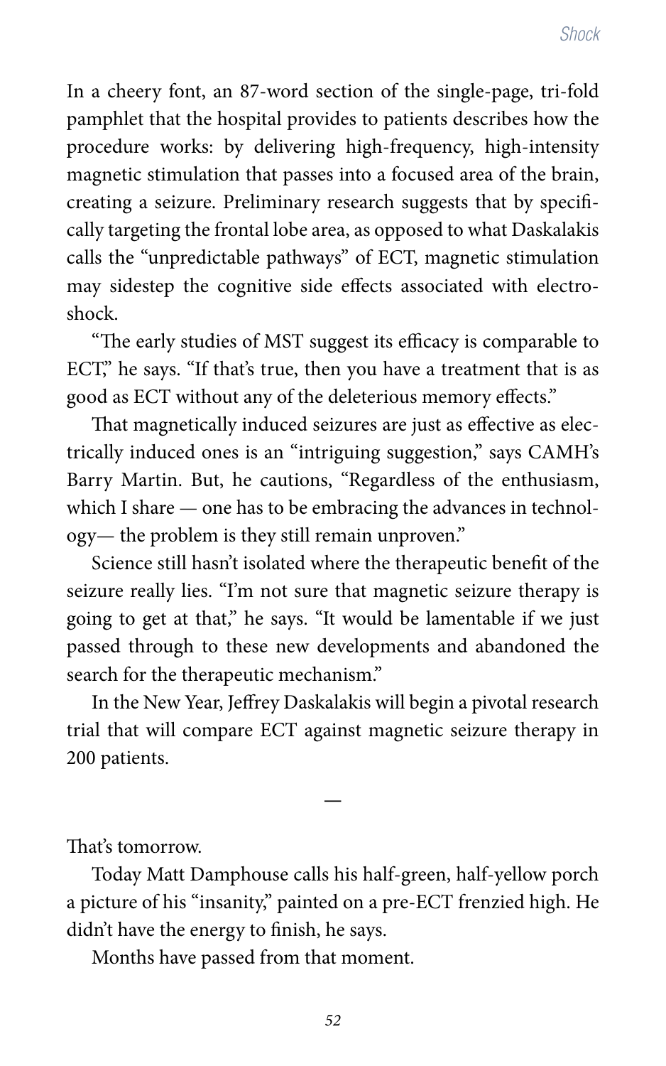In a cheery font, an 87-word section of the single-page, tri-fold pamphlet that the hospital provides to patients describes how the procedure works: by delivering high-frequency, high-intensity magnetic stimulation that passes into a focused area of the brain, creating a seizure. Preliminary research suggests that by specifically targeting the frontal lobe area, as opposed to what Daskalakis calls the "unpredictable pathways" of ECT, magnetic stimulation may sidestep the cognitive side effects associated with electroshock.

"The early studies of MST suggest its efficacy is comparable to ECT," he says. "If that's true, then you have a treatment that is as good as ECT without any of the deleterious memory effects."

That magnetically induced seizures are just as effective as electrically induced ones is an "intriguing suggestion," says CAMH's Barry Martin. But, he cautions, "Regardless of the enthusiasm, which I share — one has to be embracing the advances in technology— the problem is they still remain unproven."

Science still hasn't isolated where the therapeutic benefit of the seizure really lies. "I'm not sure that magnetic seizure therapy is going to get at that," he says. "It would be lamentable if we just passed through to these new developments and abandoned the search for the therapeutic mechanism."

In the New Year, Jeffrey Daskalakis will begin a pivotal research trial that will compare ECT against magnetic seizure therapy in 200 patients.

—

That's tomorrow.

Today Matt Damphouse calls his half-green, half-yellow porch a picture of his "insanity," painted on a pre-ECT frenzied high. He didn't have the energy to finish, he says.

Months have passed from that moment.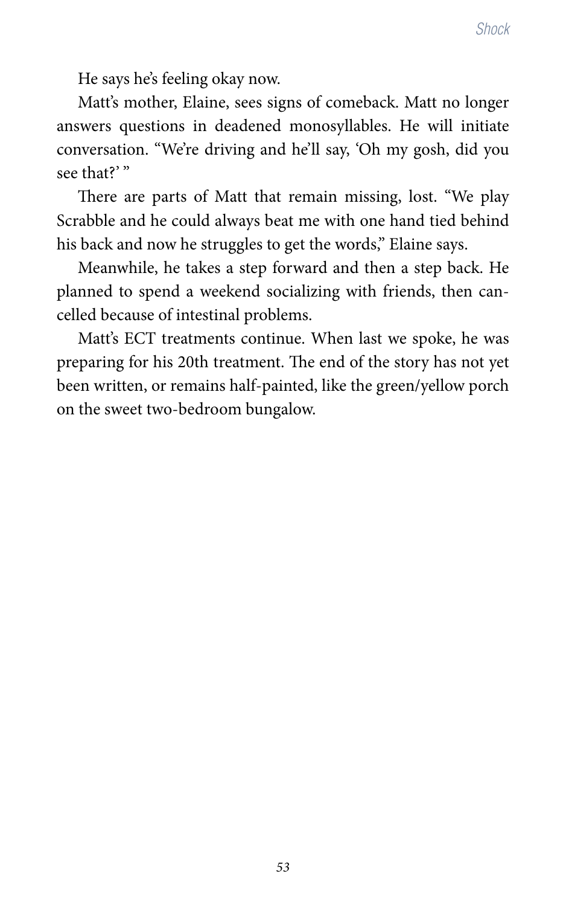He says he's feeling okay now.

Matt's mother, Elaine, sees signs of comeback. Matt no longer answers questions in deadened monosyllables. He will initiate conversation. "We're driving and he'll say, 'Oh my gosh, did you see that?' "

There are parts of Matt that remain missing, lost. "We play Scrabble and he could always beat me with one hand tied behind his back and now he struggles to get the words," Elaine says.

Meanwhile, he takes a step forward and then a step back. He planned to spend a weekend socializing with friends, then cancelled because of intestinal problems.

Matt's ECT treatments continue. When last we spoke, he was preparing for his 20th treatment. The end of the story has not yet been written, or remains half-painted, like the green/yellow porch on the sweet two-bedroom bungalow.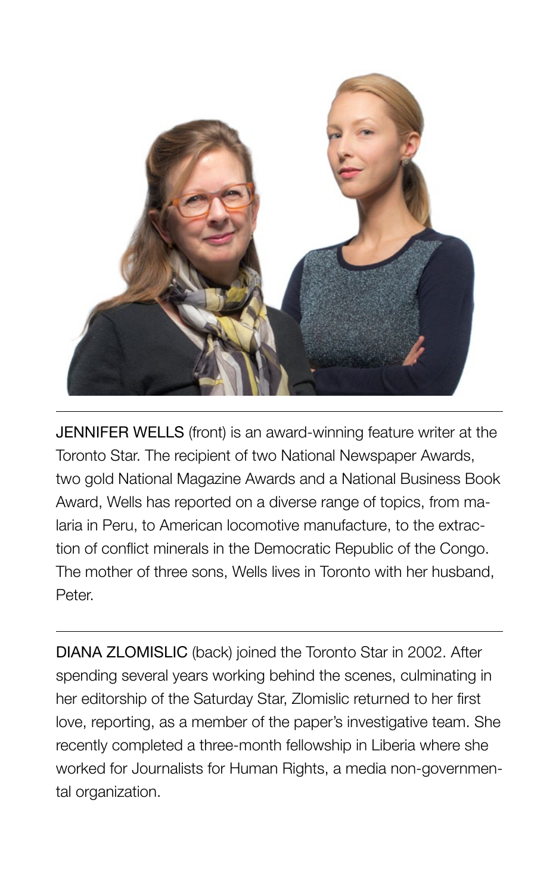JENNIFER WELLS (front) is an award-winning feature writer at the Toronto Star. The recipient of two National Newspaper Awards, two gold National Magazine Awards and a National Business Book Award, Wells has reported on a diverse range of topics, from malaria in Peru, to American locomotive manufacture, to the extraction of conflict minerals in the Democratic Republic of the Congo. The mother of three sons, Wells lives in Toronto with her husband, Peter.

DIANA ZLOMISLIC (back) joined the Toronto Star in 2002. After spending several years working behind the scenes, culminating in her editorship of the Saturday Star, Zlomislic returned to her first love, reporting, as a member of the paper's investigative team. She recently completed a three-month fellowship in Liberia where she worked for Journalists for Human Rights, a media non-governmental organization.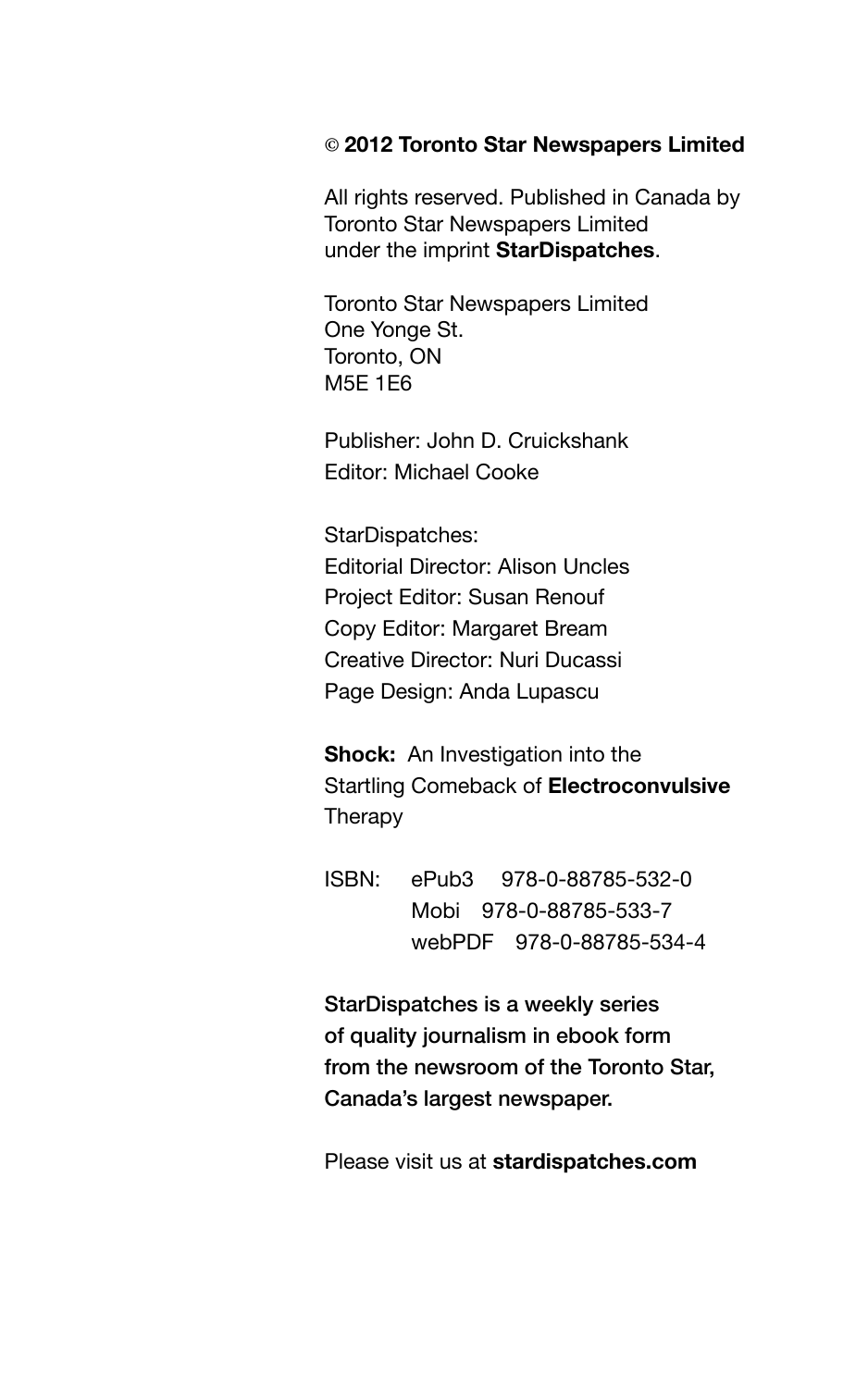**© 2012 Toronto Star Newspapers Limited**

All rights reserved. Published in Canada by Toronto Star Newspapers Limited under the imprint **StarDispatches**.

Toronto Star Newspapers Limited
One Yonge St.
Toronto, ON
M5E 1E6

Publisher: John D. Cruickshank
Editor: Michael Cooke

StarDispatches:
Editorial Director: Alison Uncles
Project Editor: Susan Renouf
Copy Editor: Margaret Bream
Creative Director: Nuri Ducassi
Page Design: Anda Lupascu

**Shock:** An Investigation into the Startling Comeback of **Electroconvulsive** Therapy

ISBN: ePub3 978-0-88785-532-0
Mobi 978-0-88785-533-7
webPDF 978-0-88785-534-4

StarDispatches is a weekly series of quality journalism in ebook form from the newsroom of the Toronto Star, Canada's largest newspaper.

Please visit us at **stardispatches.com**